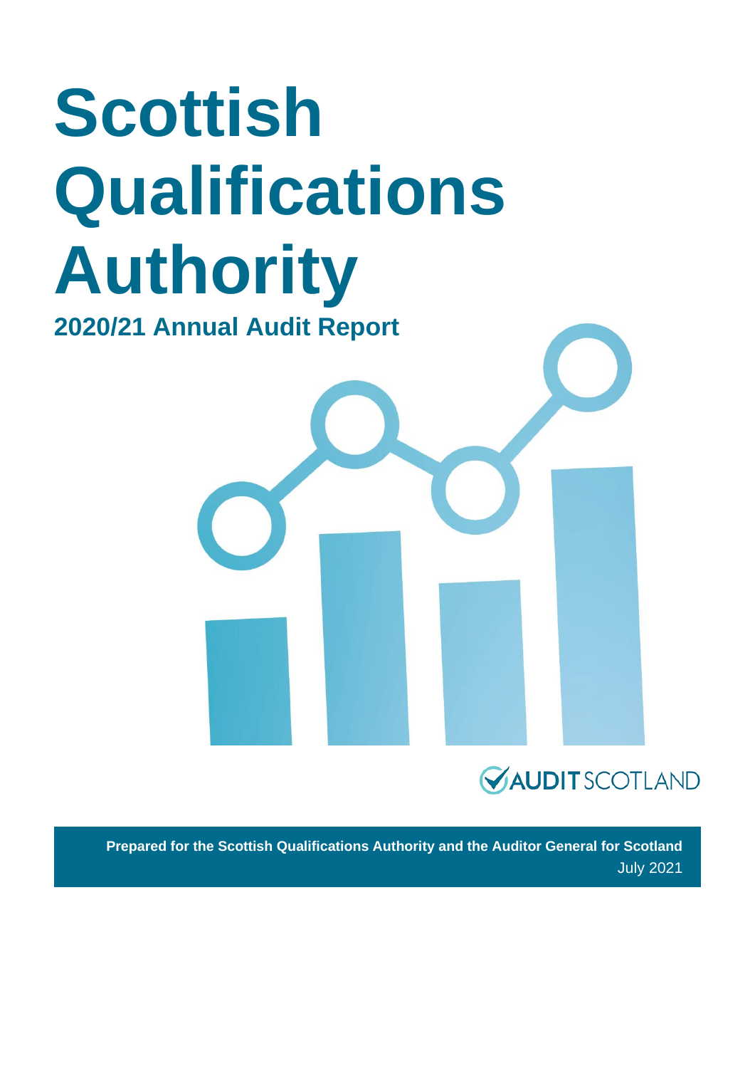# Scottish Qualifications Authority

## 2020/21 Annual Audit Report

AUDIT SCOTLAND

**Prepared for the Scottish Qualifications Authority and the Auditor General for Scotland**

July 2021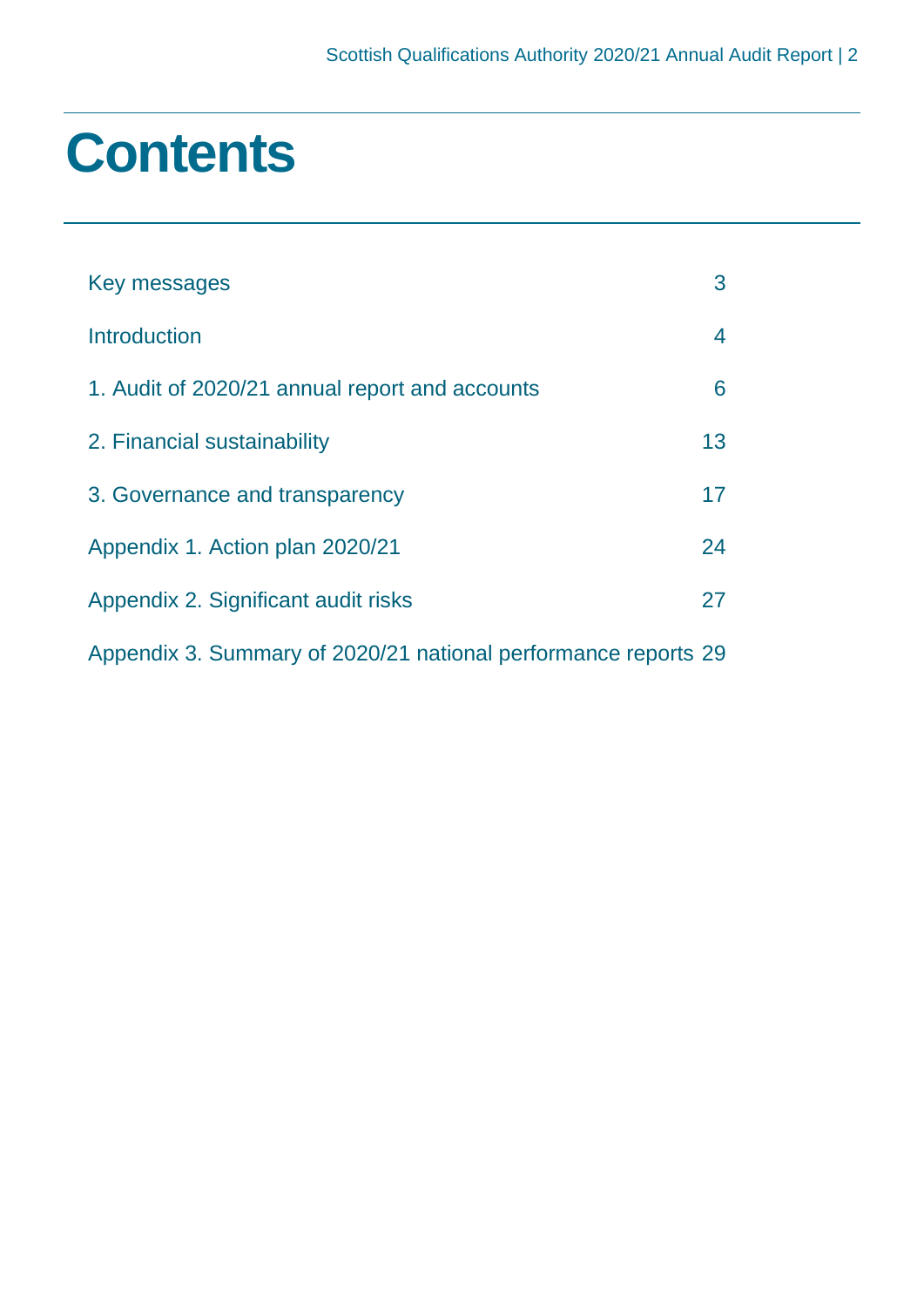# Contents

| | |
|---|---|
| Key messages | 3 |
| Introduction | 4 |
| 1. Audit of 2020/21 annual report and accounts | 6 |
| 2. Financial sustainability | 13 |
| 3. Governance and transparency | 17 |
| Appendix 1. Action plan 2020/21 | 24 |
| Appendix 2. Significant audit risks | 27 |
| Appendix 3. Summary of 2020/21 national performance reports | 29 |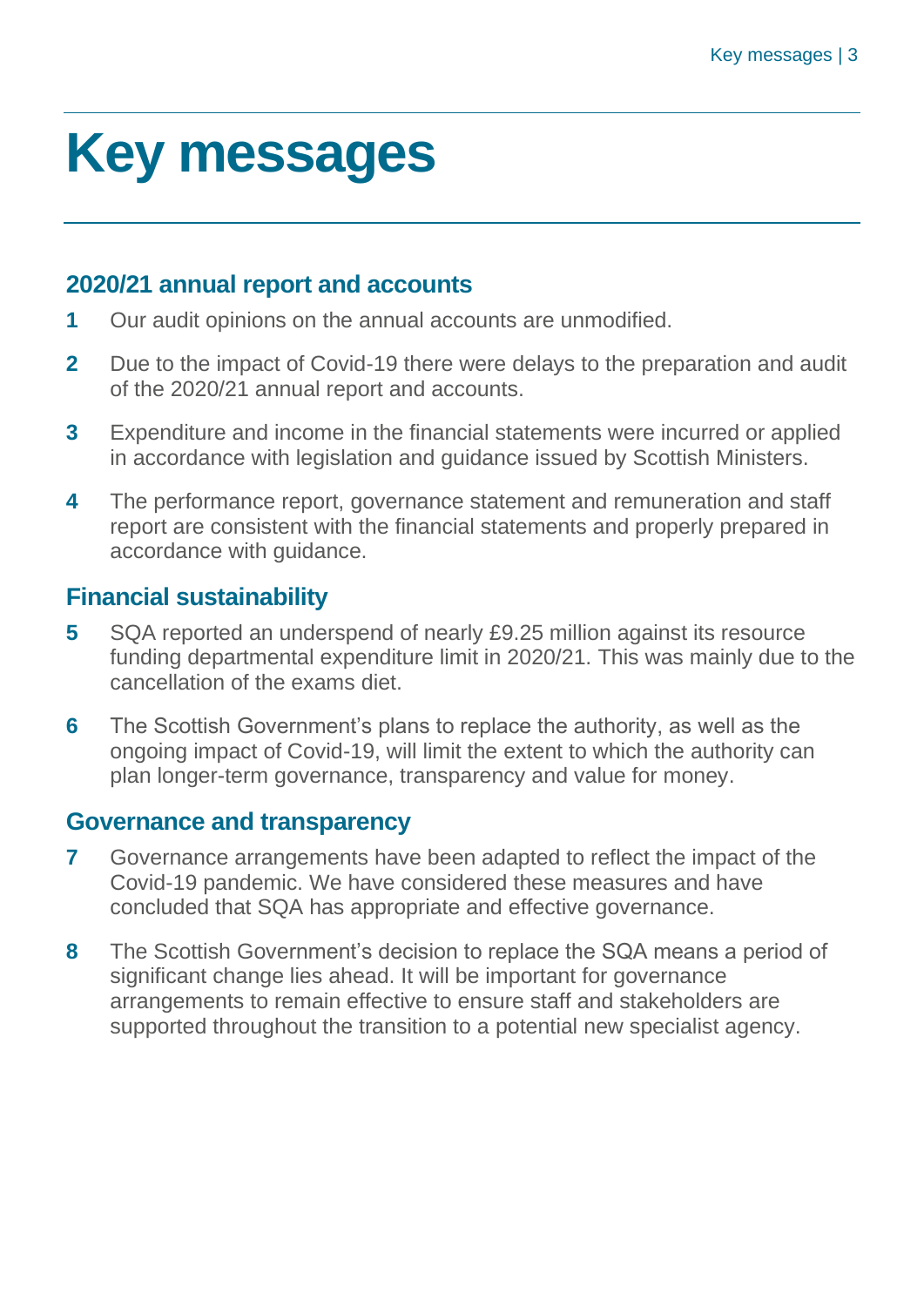# Key messages

## 2020/21 annual report and accounts

1. Our audit opinions on the annual accounts are unmodified.
2. Due to the impact of Covid-19 there were delays to the preparation and audit of the 2020/21 annual report and accounts.
3. Expenditure and income in the financial statements were incurred or applied in accordance with legislation and guidance issued by Scottish Ministers.
4. The performance report, governance statement and remuneration and staff report are consistent with the financial statements and properly prepared in accordance with guidance.

## Financial sustainability

5. SQA reported an underspend of nearly £9.25 million against its resource funding departmental expenditure limit in 2020/21. This was mainly due to the cancellation of the exams diet.
6. The Scottish Government's plans to replace the authority, as well as the ongoing impact of Covid-19, will limit the extent to which the authority can plan longer-term governance, transparency and value for money.

## Governance and transparency

7. Governance arrangements have been adapted to reflect the impact of the Covid-19 pandemic. We have considered these measures and have concluded that SQA has appropriate and effective governance.
8. The Scottish Government's decision to replace the SQA means a period of significant change lies ahead. It will be important for governance arrangements to remain effective to ensure staff and stakeholders are supported throughout the transition to a potential new specialist agency.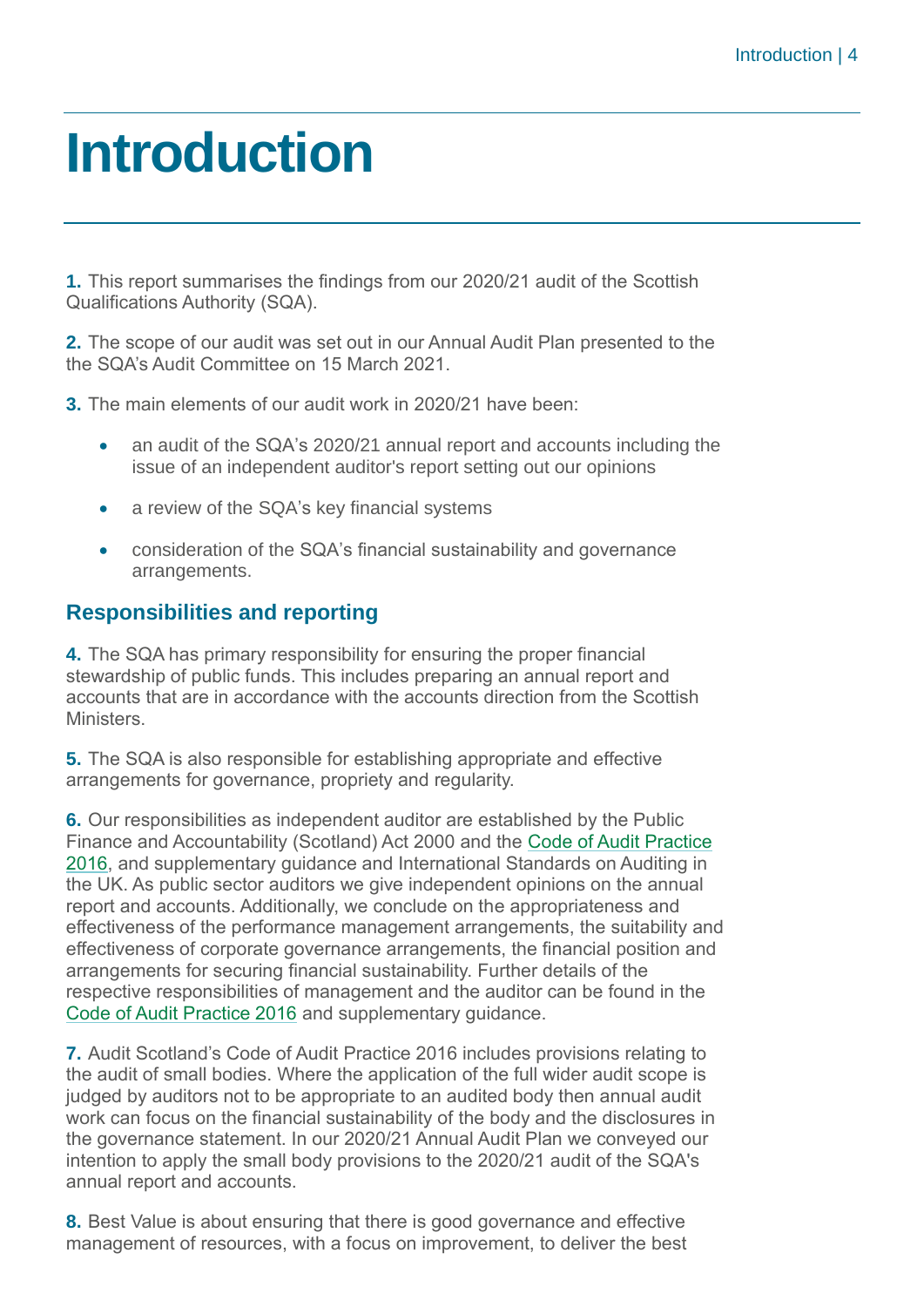# Introduction

**1.** This report summarises the findings from our 2020/21 audit of the Scottish Qualifications Authority (SQA).

**2.** The scope of our audit was set out in our Annual Audit Plan presented to the the SQA's Audit Committee on 15 March 2021.

**3.** The main elements of our audit work in 2020/21 have been:

- an audit of the SQA's 2020/21 annual report and accounts including the issue of an independent auditor's report setting out our opinions
- a review of the SQA's key financial systems
- consideration of the SQA's financial sustainability and governance arrangements.

## Responsibilities and reporting

**4.** The SQA has primary responsibility for ensuring the proper financial stewardship of public funds. This includes preparing an annual report and accounts that are in accordance with the accounts direction from the Scottish Ministers.

**5.** The SQA is also responsible for establishing appropriate and effective arrangements for governance, propriety and regularity.

**6.** Our responsibilities as independent auditor are established by the Public Finance and Accountability (Scotland) Act 2000 and the Code of Audit Practice 2016, and supplementary guidance and International Standards on Auditing in the UK. As public sector auditors we give independent opinions on the annual report and accounts. Additionally, we conclude on the appropriateness and effectiveness of the performance management arrangements, the suitability and effectiveness of corporate governance arrangements, the financial position and arrangements for securing financial sustainability. Further details of the respective responsibilities of management and the auditor can be found in the Code of Audit Practice 2016 and supplementary guidance.

**7.** Audit Scotland's Code of Audit Practice 2016 includes provisions relating to the audit of small bodies. Where the application of the full wider audit scope is judged by auditors not to be appropriate to an audited body then annual audit work can focus on the financial sustainability of the body and the disclosures in the governance statement. In our 2020/21 Annual Audit Plan we conveyed our intention to apply the small body provisions to the 2020/21 audit of the SQA's annual report and accounts.

**8.** Best Value is about ensuring that there is good governance and effective management of resources, with a focus on improvement, to deliver the best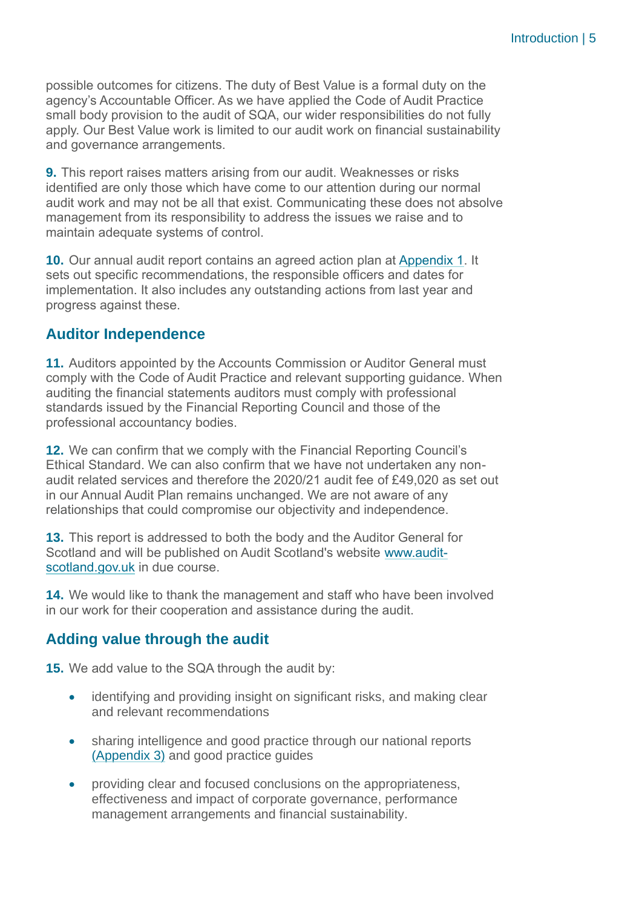possible outcomes for citizens. The duty of Best Value is a formal duty on the agency's Accountable Officer. As we have applied the Code of Audit Practice small body provision to the audit of SQA, our wider responsibilities do not fully apply. Our Best Value work is limited to our audit work on financial sustainability and governance arrangements.

**9.** This report raises matters arising from our audit. Weaknesses or risks identified are only those which have come to our attention during our normal audit work and may not be all that exist. Communicating these does not absolve management from its responsibility to address the issues we raise and to maintain adequate systems of control.

**10.** Our annual audit report contains an agreed action plan at Appendix 1. It sets out specific recommendations, the responsible officers and dates for implementation. It also includes any outstanding actions from last year and progress against these.

## Auditor Independence

**11.** Auditors appointed by the Accounts Commission or Auditor General must comply with the Code of Audit Practice and relevant supporting guidance. When auditing the financial statements auditors must comply with professional standards issued by the Financial Reporting Council and those of the professional accountancy bodies.

**12.** We can confirm that we comply with the Financial Reporting Council's Ethical Standard. We can also confirm that we have not undertaken any non-audit related services and therefore the 2020/21 audit fee of £49,020 as set out in our Annual Audit Plan remains unchanged. We are not aware of any relationships that could compromise our objectivity and independence.

**13.** This report is addressed to both the body and the Auditor General for Scotland and will be published on Audit Scotland's website www.audit-scotland.gov.uk in due course.

**14.** We would like to thank the management and staff who have been involved in our work for their cooperation and assistance during the audit.

## Adding value through the audit

**15.** We add value to the SQA through the audit by:

- identifying and providing insight on significant risks, and making clear and relevant recommendations
- sharing intelligence and good practice through our national reports (Appendix 3) and good practice guides
- providing clear and focused conclusions on the appropriateness, effectiveness and impact of corporate governance, performance management arrangements and financial sustainability.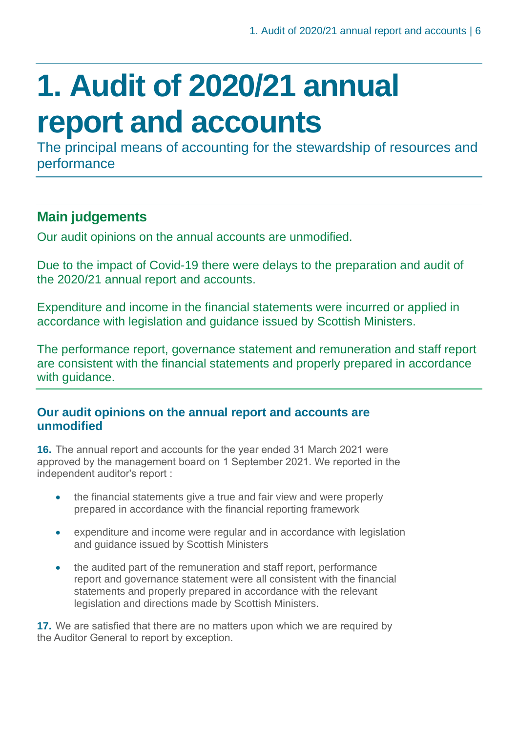# 1. Audit of 2020/21 annual report and accounts

The principal means of accounting for the stewardship of resources and performance

## Main judgements

Our audit opinions on the annual accounts are unmodified.

Due to the impact of Covid-19 there were delays to the preparation and audit of the 2020/21 annual report and accounts.

Expenditure and income in the financial statements were incurred or applied in accordance with legislation and guidance issued by Scottish Ministers.

The performance report, governance statement and remuneration and staff report are consistent with the financial statements and properly prepared in accordance with guidance.

### Our audit opinions on the annual report and accounts are unmodified

**16.** The annual report and accounts for the year ended 31 March 2021 were approved by the management board on 1 September 2021. We reported in the independent auditor's report :

- the financial statements give a true and fair view and were properly prepared in accordance with the financial reporting framework
- expenditure and income were regular and in accordance with legislation and guidance issued by Scottish Ministers
- the audited part of the remuneration and staff report, performance report and governance statement were all consistent with the financial statements and properly prepared in accordance with the relevant legislation and directions made by Scottish Ministers.

**17.** We are satisfied that there are no matters upon which we are required by the Auditor General to report by exception.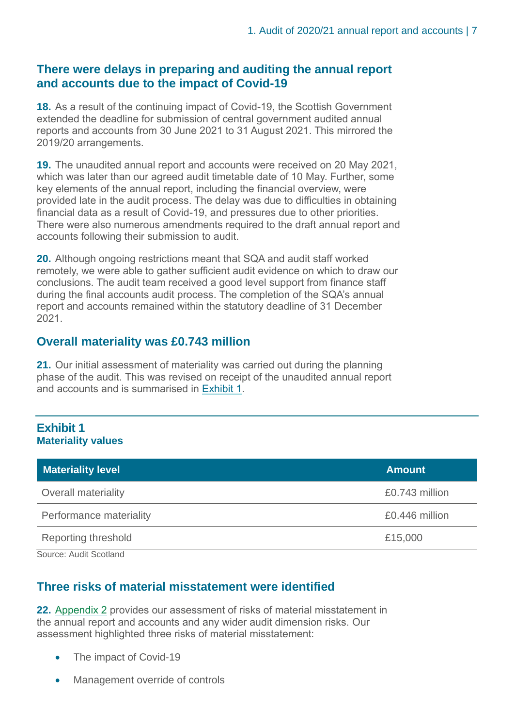## There were delays in preparing and auditing the annual report and accounts due to the impact of Covid-19

**18.** As a result of the continuing impact of Covid-19, the Scottish Government extended the deadline for submission of central government audited annual reports and accounts from 30 June 2021 to 31 August 2021. This mirrored the 2019/20 arrangements.

**19.** The unaudited annual report and accounts were received on 20 May 2021, which was later than our agreed audit timetable date of 10 May. Further, some key elements of the annual report, including the financial overview, were provided late in the audit process. The delay was due to difficulties in obtaining financial data as a result of Covid-19, and pressures due to other priorities. There were also numerous amendments required to the draft annual report and accounts following their submission to audit.

**20.** Although ongoing restrictions meant that SQA and audit staff worked remotely, we were able to gather sufficient audit evidence on which to draw our conclusions. The audit team received a good level support from finance staff during the final accounts audit process. The completion of the SQA's annual report and accounts remained within the statutory deadline of 31 December 2021.

## Overall materiality was £0.743 million

**21.** Our initial assessment of materiality was carried out during the planning phase of the audit. This was revised on receipt of the unaudited annual report and accounts and is summarised in Exhibit 1.

**Exhibit 1**
**Materiality values**

| Materiality level | Amount |
|---|---|
| Overall materiality | £0.743 million |
| Performance materiality | £0.446 million |
| Reporting threshold | £15,000 |

Source: Audit Scotland

## Three risks of material misstatement were identified

**22.** Appendix 2 provides our assessment of risks of material misstatement in the annual report and accounts and any wider audit dimension risks. Our assessment highlighted three risks of material misstatement:

- The impact of Covid-19
- Management override of controls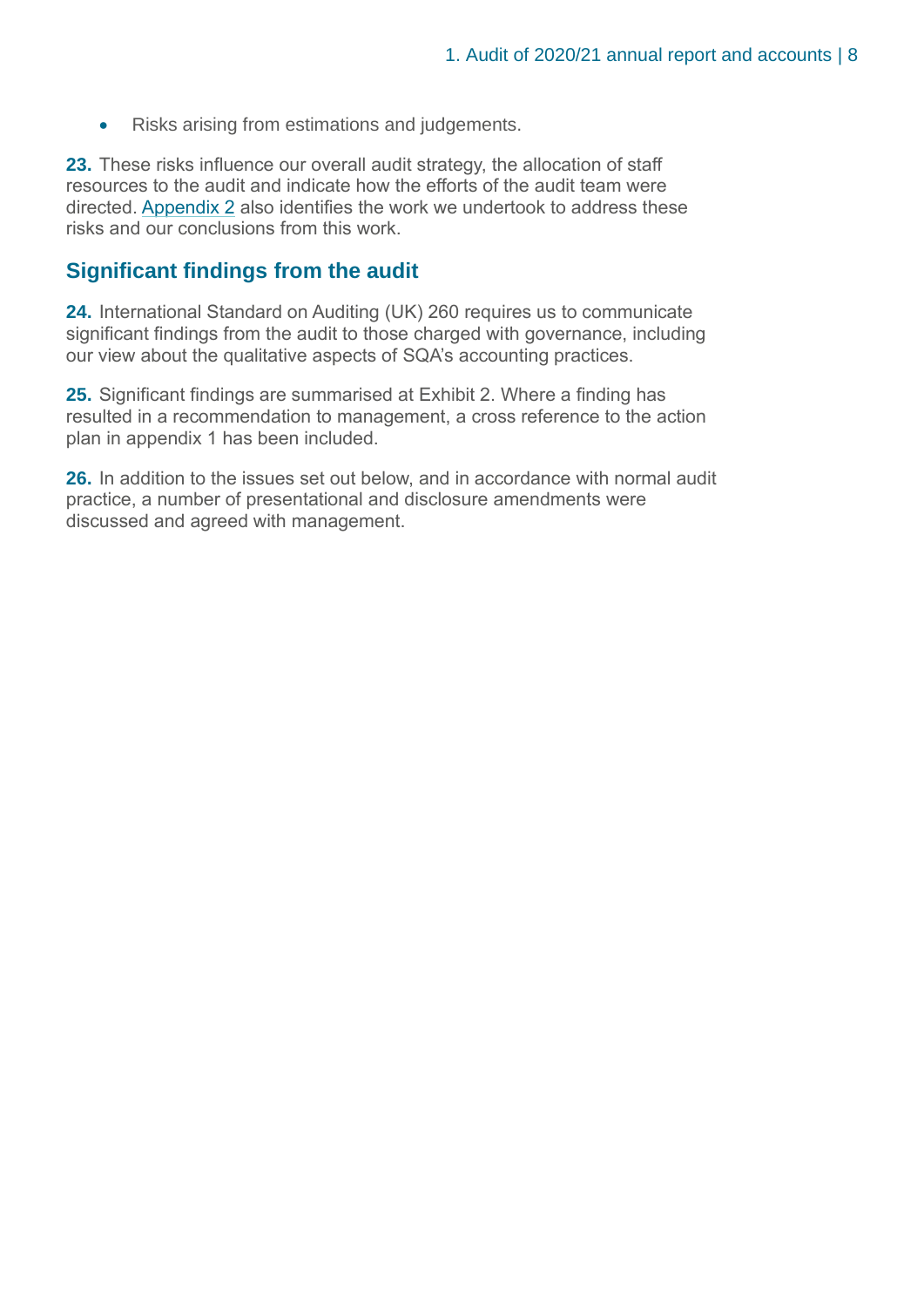- Risks arising from estimations and judgements.

**23.** These risks influence our overall audit strategy, the allocation of staff resources to the audit and indicate how the efforts of the audit team were directed. Appendix 2 also identifies the work we undertook to address these risks and our conclusions from this work.

## Significant findings from the audit

**24.** International Standard on Auditing (UK) 260 requires us to communicate significant findings from the audit to those charged with governance, including our view about the qualitative aspects of SQA's accounting practices.

**25.** Significant findings are summarised at Exhibit 2. Where a finding has resulted in a recommendation to management, a cross reference to the action plan in appendix 1 has been included.

**26.** In addition to the issues set out below, and in accordance with normal audit practice, a number of presentational and disclosure amendments were discussed and agreed with management.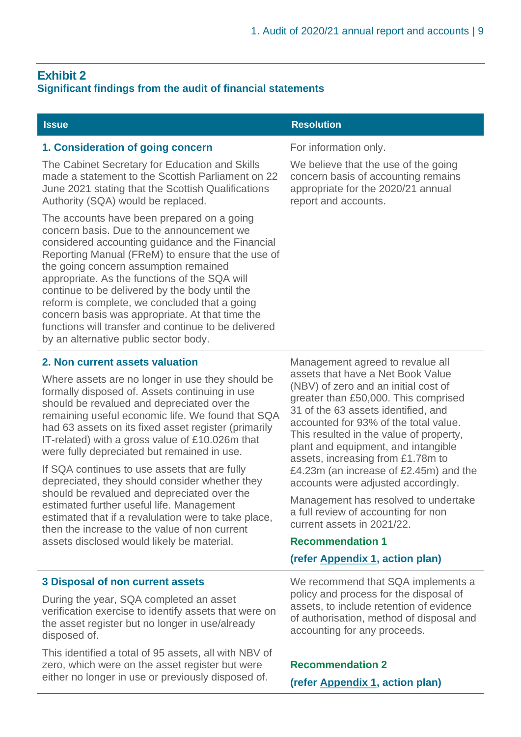## Exhibit 2

### Significant findings from the audit of financial statements

| Issue | Resolution |
|---|---|
| **1. Consideration of going concern**<br><br>The Cabinet Secretary for Education and Skills made a statement to the Scottish Parliament on 22 June 2021 stating that the Scottish Qualifications Authority (SQA) would be replaced.<br><br>The accounts have been prepared on a going concern basis. Due to the announcement we considered accounting guidance and the Financial Reporting Manual (FReM) to ensure that the use of the going concern assumption remained appropriate. As the functions of the SQA will continue to be delivered by the body until the reform is complete, we concluded that a going concern basis was appropriate. At that time the functions will transfer and continue to be delivered by an alternative public sector body. | For information only.<br><br>We believe that the use of the going concern basis of accounting remains appropriate for the 2020/21 annual report and accounts. |
| **2. Non current assets valuation**<br><br>Where assets are no longer in use they should be formally disposed of. Assets continuing in use should be revalued and depreciated over the remaining useful economic life. We found that SQA had 63 assets on its fixed asset register (primarily IT-related) with a gross value of £10.026m that were fully depreciated but remained in use.<br><br>If SQA continues to use assets that are fully depreciated, they should consider whether they should be revalued and depreciated over the estimated further useful life. Management estimated that if a revalulation were to take place, then the increase to the value of non current assets disclosed would likely be material. | Management agreed to revalue all assets that have a Net Book Value (NBV) of zero and an initial cost of greater than £50,000. This comprised 31 of the 63 assets identified, and accounted for 93% of the total value. This resulted in the value of property, plant and equipment, and intangible assets, increasing from £1.78m to £4.23m (an increase of £2.45m) and the accounts were adjusted accordingly.<br><br>Management has resolved to undertake a full review of accounting for non current assets in 2021/22.<br><br>**Recommendation 1**<br><br>**(refer Appendix 1, action plan)** |
| **3 Disposal of non current assets**<br><br>During the year, SQA completed an asset verification exercise to identify assets that were on the asset register but no longer in use/already disposed of.<br><br>This identified a total of 95 assets, all with NBV of zero, which were on the asset register but were either no longer in use or previously disposed of. | We recommend that SQA implements a policy and process for the disposal of assets, to include retention of evidence of authorisation, method of disposal and accounting for any proceeds.<br><br>**Recommendation 2**<br><br>**(refer Appendix 1, action plan)** |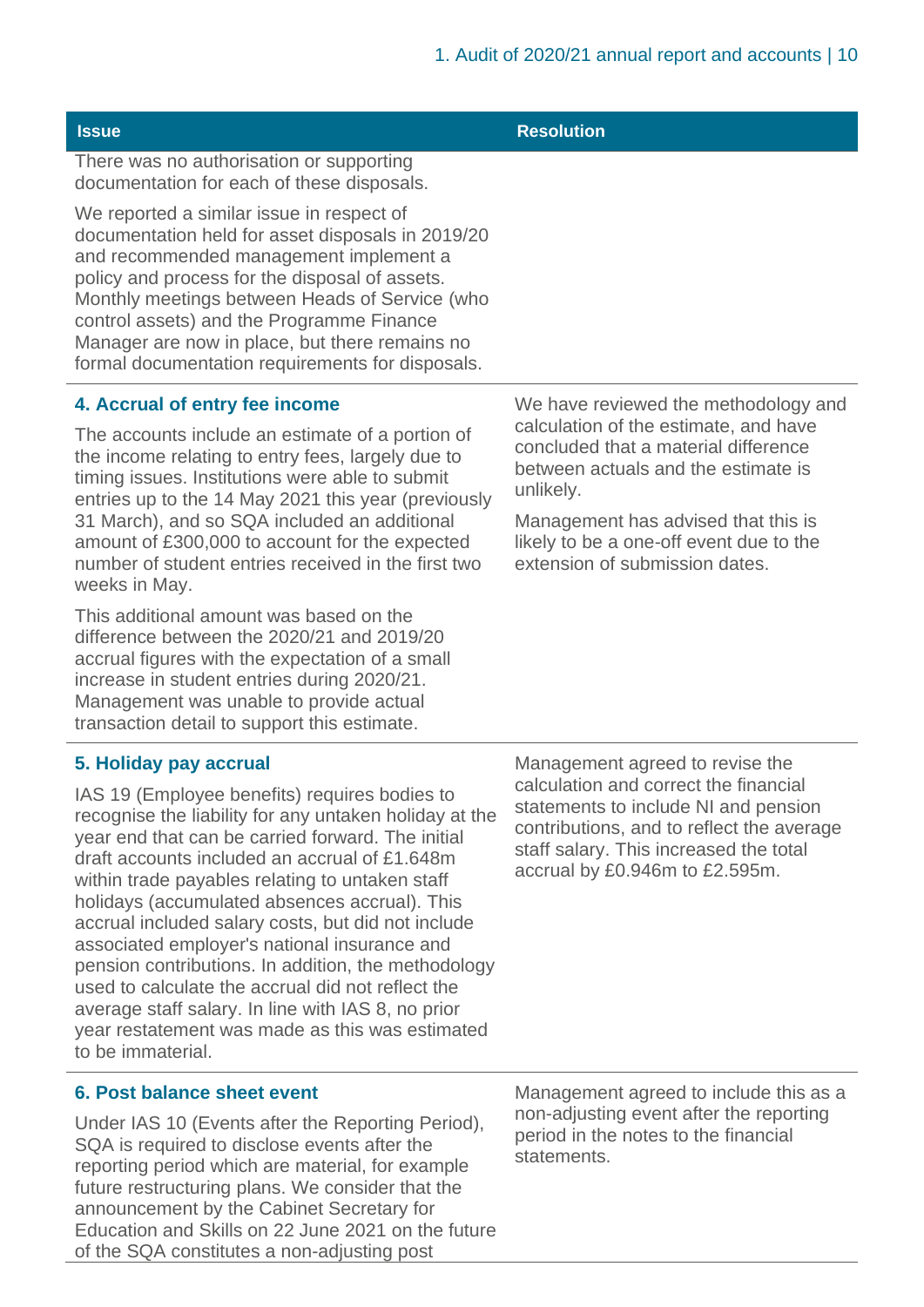| Issue | Resolution |
| --- | --- |
| There was no authorisation or supporting documentation for each of these disposals.<br><br>We reported a similar issue in respect of documentation held for asset disposals in 2019/20 and recommended management implement a policy and process for the disposal of assets. Monthly meetings between Heads of Service (who control assets) and the Programme Finance Manager are now in place, but there remains no formal documentation requirements for disposals. | |
| **4. Accrual of entry fee income**<br><br>The accounts include an estimate of a portion of the income relating to entry fees, largely due to timing issues. Institutions were able to submit entries up to the 14 May 2021 this year (previously 31 March), and so SQA included an additional amount of £300,000 to account for the expected number of student entries received in the first two weeks in May.<br><br>This additional amount was based on the difference between the 2020/21 and 2019/20 accrual figures with the expectation of a small increase in student entries during 2020/21. Management was unable to provide actual transaction detail to support this estimate. | We have reviewed the methodology and calculation of the estimate, and have concluded that a material difference between actuals and the estimate is unlikely.<br><br>Management has advised that this is likely to be a one-off event due to the extension of submission dates. |
| **5. Holiday pay accrual**<br><br>IAS 19 (Employee benefits) requires bodies to recognise the liability for any untaken holiday at the year end that can be carried forward. The initial draft accounts included an accrual of £1.648m within trade payables relating to untaken staff holidays (accumulated absences accrual). This accrual included salary costs, but did not include associated employer's national insurance and pension contributions. In addition, the methodology used to calculate the accrual did not reflect the average staff salary. In line with IAS 8, no prior year restatement was made as this was estimated to be immaterial. | Management agreed to revise the calculation and correct the financial statements to include NI and pension contributions, and to reflect the average staff salary. This increased the total accrual by £0.946m to £2.595m. |
| **6. Post balance sheet event**<br><br>Under IAS 10 (Events after the Reporting Period), SQA is required to disclose events after the reporting period which are material, for example future restructuring plans. We consider that the announcement by the Cabinet Secretary for Education and Skills on 22 June 2021 on the future of the SQA constitutes a non-adjusting post | Management agreed to include this as a non-adjusting event after the reporting period in the notes to the financial statements. |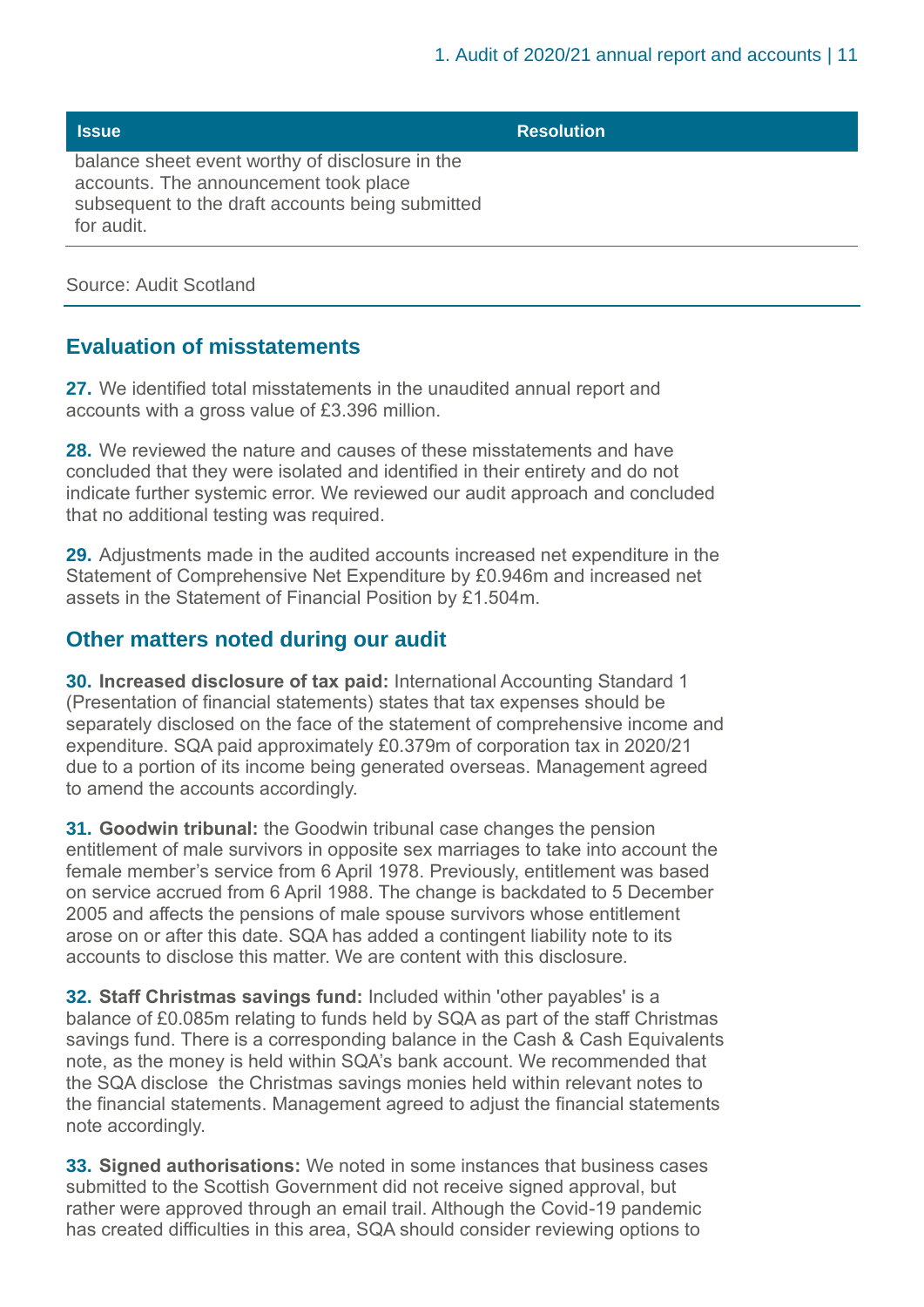| Issue | Resolution |
| --- | --- |
| balance sheet event worthy of disclosure in the accounts. The announcement took place subsequent to the draft accounts being submitted for audit. | |

Source: Audit Scotland

## Evaluation of misstatements

**27.** We identified total misstatements in the unaudited annual report and accounts with a gross value of £3.396 million.

**28.** We reviewed the nature and causes of these misstatements and have concluded that they were isolated and identified in their entirety and do not indicate further systemic error. We reviewed our audit approach and concluded that no additional testing was required.

**29.** Adjustments made in the audited accounts increased net expenditure in the Statement of Comprehensive Net Expenditure by £0.946m and increased net assets in the Statement of Financial Position by £1.504m.

## Other matters noted during our audit

**30. Increased disclosure of tax paid:** International Accounting Standard 1 (Presentation of financial statements) states that tax expenses should be separately disclosed on the face of the statement of comprehensive income and expenditure. SQA paid approximately £0.379m of corporation tax in 2020/21 due to a portion of its income being generated overseas. Management agreed to amend the accounts accordingly.

**31. Goodwin tribunal:** the Goodwin tribunal case changes the pension entitlement of male survivors in opposite sex marriages to take into account the female member's service from 6 April 1978. Previously, entitlement was based on service accrued from 6 April 1988. The change is backdated to 5 December 2005 and affects the pensions of male spouse survivors whose entitlement arose on or after this date. SQA has added a contingent liability note to its accounts to disclose this matter. We are content with this disclosure.

**32. Staff Christmas savings fund:** Included within 'other payables' is a balance of £0.085m relating to funds held by SQA as part of the staff Christmas savings fund. There is a corresponding balance in the Cash & Cash Equivalents note, as the money is held within SQA's bank account. We recommended that the SQA disclose the Christmas savings monies held within relevant notes to the financial statements. Management agreed to adjust the financial statements note accordingly.

**33. Signed authorisations:** We noted in some instances that business cases submitted to the Scottish Government did not receive signed approval, but rather were approved through an email trail. Although the Covid-19 pandemic has created difficulties in this area, SQA should consider reviewing options to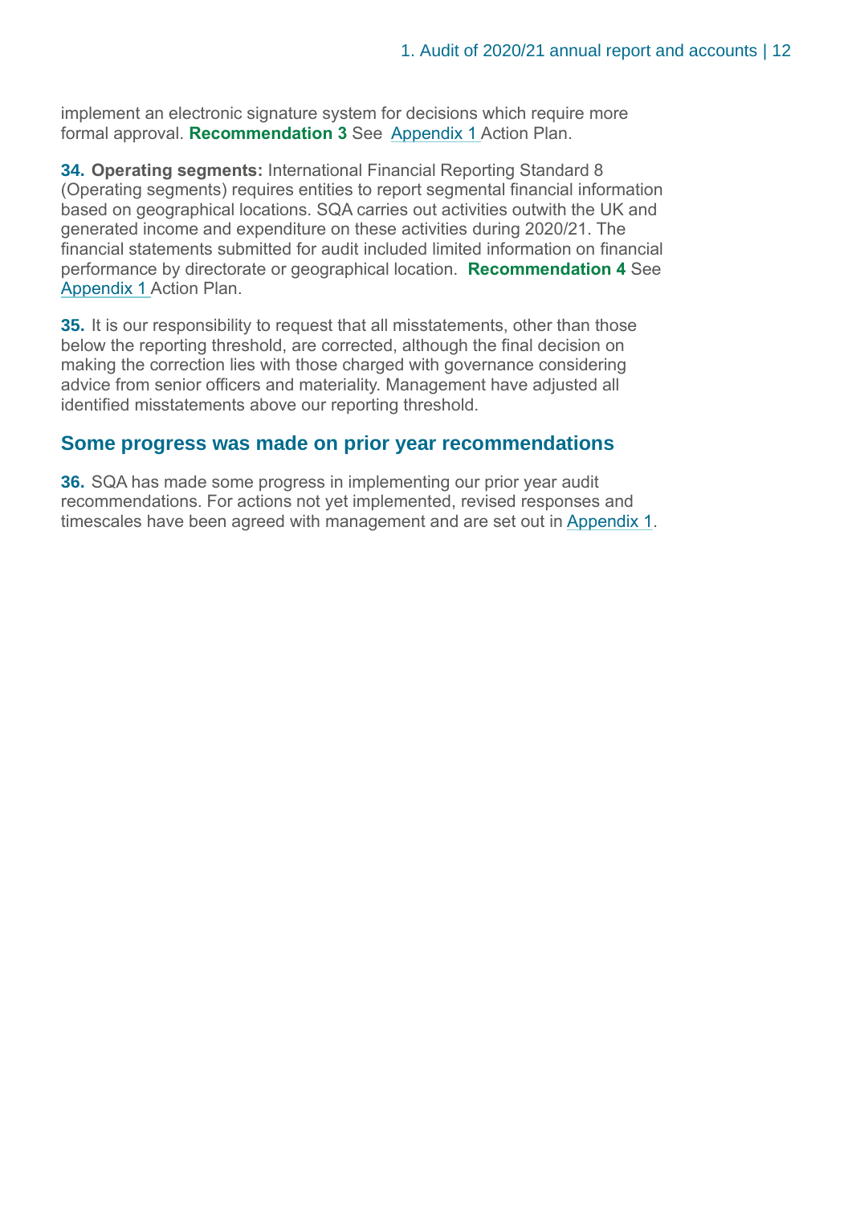implement an electronic signature system for decisions which require more formal approval. **Recommendation 3** See Appendix 1 Action Plan.

**34. Operating segments:** International Financial Reporting Standard 8 (Operating segments) requires entities to report segmental financial information based on geographical locations. SQA carries out activities outwith the UK and generated income and expenditure on these activities during 2020/21. The financial statements submitted for audit included limited information on financial performance by directorate or geographical location. **Recommendation 4** See Appendix 1 Action Plan.

**35.** It is our responsibility to request that all misstatements, other than those below the reporting threshold, are corrected, although the final decision on making the correction lies with those charged with governance considering advice from senior officers and materiality. Management have adjusted all identified misstatements above our reporting threshold.

## Some progress was made on prior year recommendations

**36.** SQA has made some progress in implementing our prior year audit recommendations. For actions not yet implemented, revised responses and timescales have been agreed with management and are set out in Appendix 1.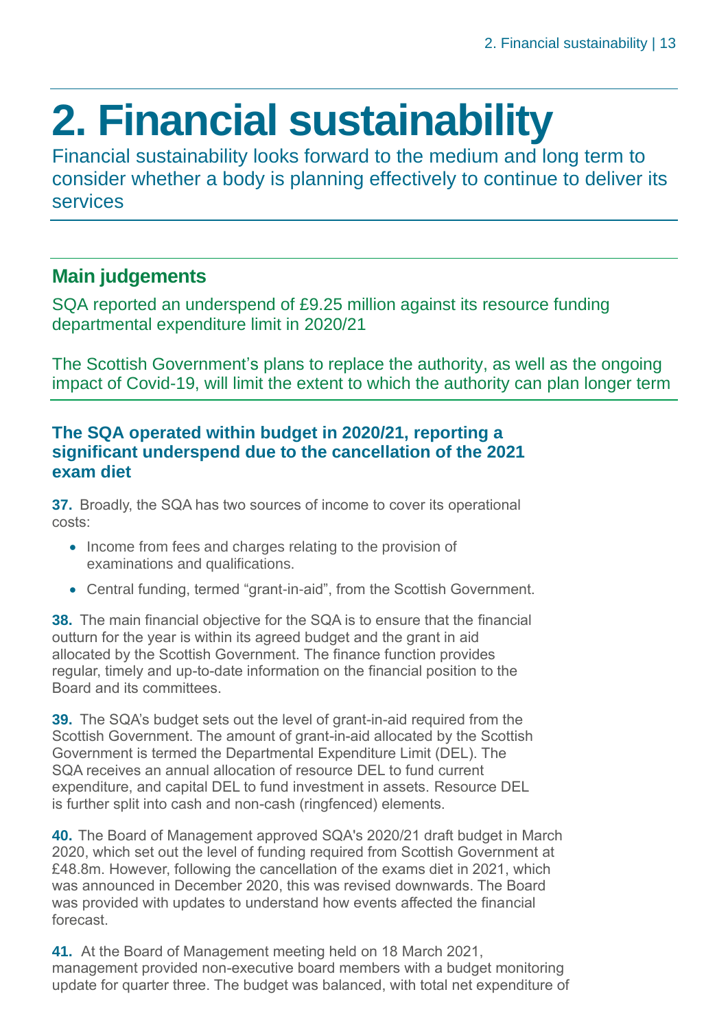# 2. Financial sustainability

Financial sustainability looks forward to the medium and long term to consider whether a body is planning effectively to continue to deliver its services

## Main judgements

SQA reported an underspend of £9.25 million against its resource funding departmental expenditure limit in 2020/21

The Scottish Government's plans to replace the authority, as well as the ongoing impact of Covid-19, will limit the extent to which the authority can plan longer term

### The SQA operated within budget in 2020/21, reporting a significant underspend due to the cancellation of the 2021 exam diet

**37.** Broadly, the SQA has two sources of income to cover its operational costs:

- Income from fees and charges relating to the provision of examinations and qualifications.
- Central funding, termed "grant-in-aid", from the Scottish Government.

**38.** The main financial objective for the SQA is to ensure that the financial outturn for the year is within its agreed budget and the grant in aid allocated by the Scottish Government. The finance function provides regular, timely and up-to-date information on the financial position to the Board and its committees.

**39.** The SQA's budget sets out the level of grant-in-aid required from the Scottish Government. The amount of grant-in-aid allocated by the Scottish Government is termed the Departmental Expenditure Limit (DEL). The SQA receives an annual allocation of resource DEL to fund current expenditure, and capital DEL to fund investment in assets. Resource DEL is further split into cash and non-cash (ringfenced) elements.

**40.** The Board of Management approved SQA's 2020/21 draft budget in March 2020, which set out the level of funding required from Scottish Government at £48.8m. However, following the cancellation of the exams diet in 2021, which was announced in December 2020, this was revised downwards. The Board was provided with updates to understand how events affected the financial forecast.

**41.** At the Board of Management meeting held on 18 March 2021, management provided non-executive board members with a budget monitoring update for quarter three. The budget was balanced, with total net expenditure of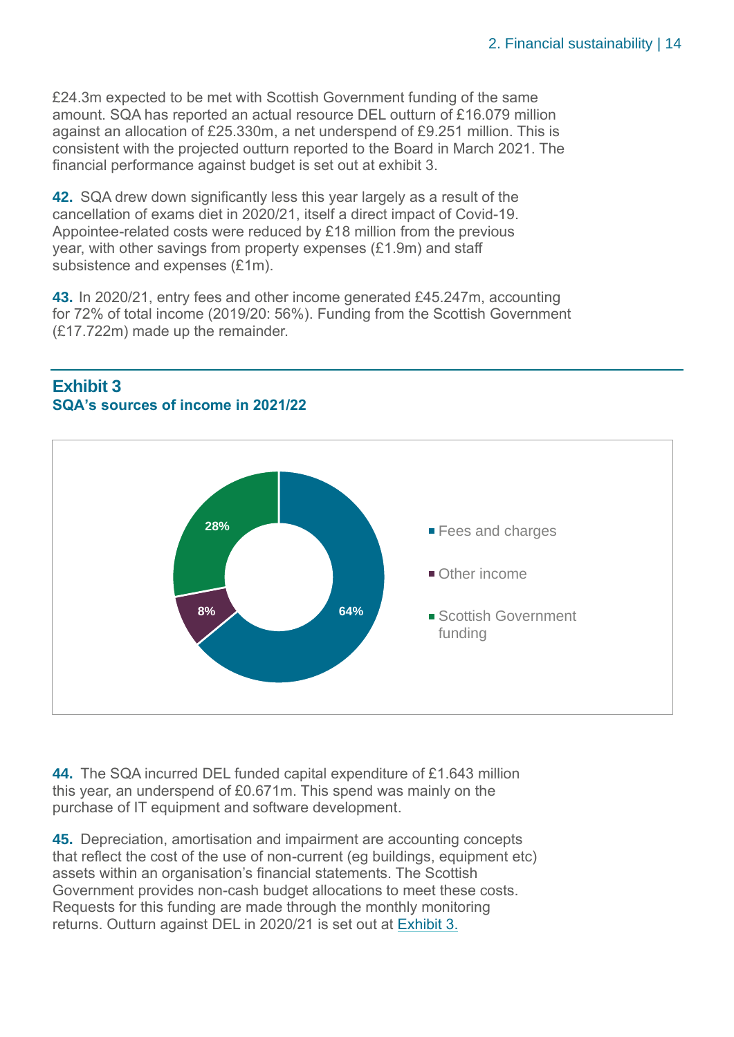£24.3m expected to be met with Scottish Government funding of the same amount. SQA has reported an actual resource DEL outturn of £16.079 million against an allocation of £25.330m, a net underspend of £9.251 million. This is consistent with the projected outturn reported to the Board in March 2021. The financial performance against budget is set out at exhibit 3.

**42.** SQA drew down significantly less this year largely as a result of the cancellation of exams diet in 2020/21, itself a direct impact of Covid-19. Appointee-related costs were reduced by £18 million from the previous year, with other savings from property expenses (£1.9m) and staff subsistence and expenses (£1m).

**43.** In 2020/21, entry fees and other income generated £45.247m, accounting for 72% of total income (2019/20: 56%). Funding from the Scottish Government (£17.722m) made up the remainder.

## Exhibit 3
**SQA's sources of income in 2021/22**

| Source | Share |
|---|---|
| Fees and charges | 64% |
| Other income | 8% |
| Scottish Government funding | 28% |

**44.** The SQA incurred DEL funded capital expenditure of £1.643 million this year, an underspend of £0.671m. This spend was mainly on the purchase of IT equipment and software development.

**45.** Depreciation, amortisation and impairment are accounting concepts that reflect the cost of the use of non-current (eg buildings, equipment etc) assets within an organisation's financial statements. The Scottish Government provides non-cash budget allocations to meet these costs. Requests for this funding are made through the monthly monitoring returns. Outturn against DEL in 2020/21 is set out at Exhibit 3.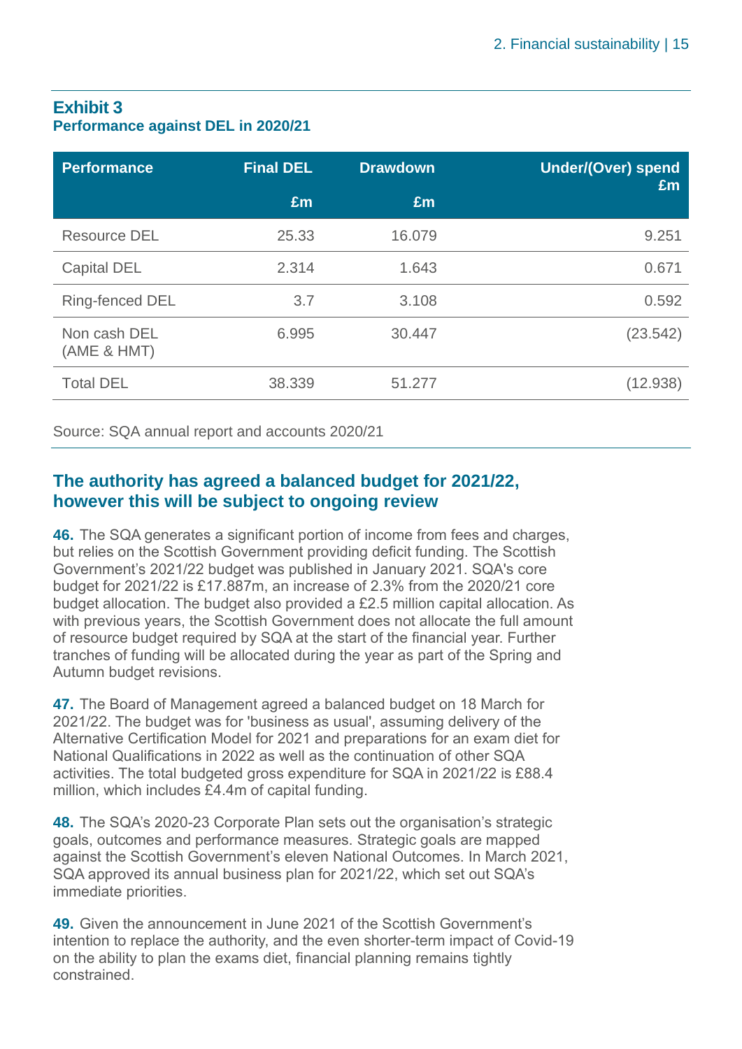### Exhibit 3
**Performance against DEL in 2020/21**

| Performance | Final DEL £m | Drawdown £m | Under/(Over) spend £m |
|---|---|---|---|
| Resource DEL | 25.33 | 16.079 | 9.251 |
| Capital DEL | 2.314 | 1.643 | 0.671 |
| Ring-fenced DEL | 3.7 | 3.108 | 0.592 |
| Non cash DEL (AME & HMT) | 6.995 | 30.447 | (23.542) |
| Total DEL | 38.339 | 51.277 | (12.938) |

Source: SQA annual report and accounts 2020/21

## The authority has agreed a balanced budget for 2021/22, however this will be subject to ongoing review

**46.** The SQA generates a significant portion of income from fees and charges, but relies on the Scottish Government providing deficit funding. The Scottish Government's 2021/22 budget was published in January 2021. SQA's core budget for 2021/22 is £17.887m, an increase of 2.3% from the 2020/21 core budget allocation. The budget also provided a £2.5 million capital allocation. As with previous years, the Scottish Government does not allocate the full amount of resource budget required by SQA at the start of the financial year. Further tranches of funding will be allocated during the year as part of the Spring and Autumn budget revisions.

**47.** The Board of Management agreed a balanced budget on 18 March for 2021/22. The budget was for 'business as usual', assuming delivery of the Alternative Certification Model for 2021 and preparations for an exam diet for National Qualifications in 2022 as well as the continuation of other SQA activities. The total budgeted gross expenditure for SQA in 2021/22 is £88.4 million, which includes £4.4m of capital funding.

**48.** The SQA's 2020-23 Corporate Plan sets out the organisation's strategic goals, outcomes and performance measures. Strategic goals are mapped against the Scottish Government's eleven National Outcomes. In March 2021, SQA approved its annual business plan for 2021/22, which set out SQA's immediate priorities.

**49.** Given the announcement in June 2021 of the Scottish Government's intention to replace the authority, and the even shorter-term impact of Covid-19 on the ability to plan the exams diet, financial planning remains tightly constrained.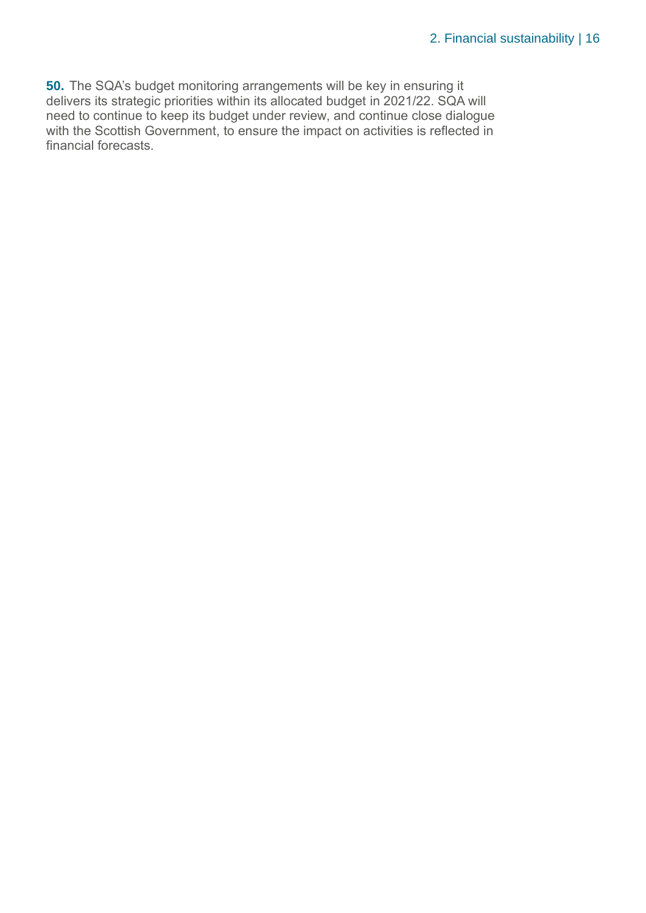**50.** The SQA's budget monitoring arrangements will be key in ensuring it delivers its strategic priorities within its allocated budget in 2021/22. SQA will need to continue to keep its budget under review, and continue close dialogue with the Scottish Government, to ensure the impact on activities is reflected in financial forecasts.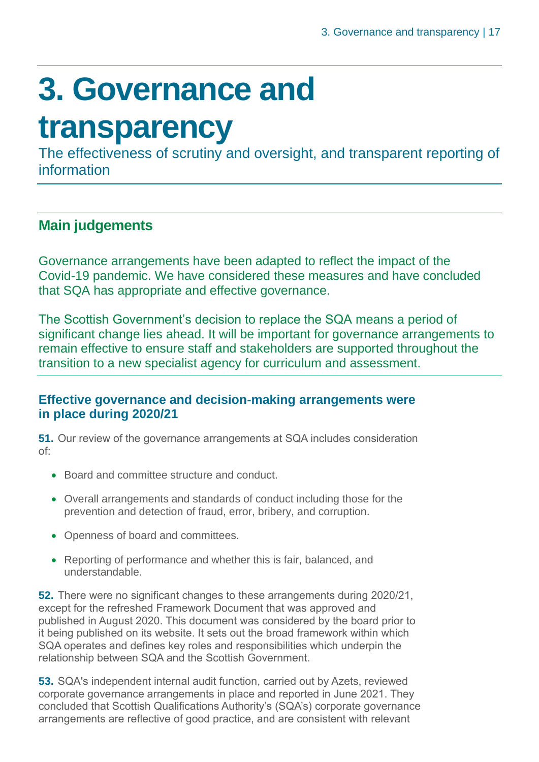# 3. Governance and transparency

The effectiveness of scrutiny and oversight, and transparent reporting of information

## Main judgements

Governance arrangements have been adapted to reflect the impact of the Covid-19 pandemic. We have considered these measures and have concluded that SQA has appropriate and effective governance.

The Scottish Government's decision to replace the SQA means a period of significant change lies ahead. It will be important for governance arrangements to remain effective to ensure staff and stakeholders are supported throughout the transition to a new specialist agency for curriculum and assessment.

### Effective governance and decision-making arrangements were in place during 2020/21

**51.** Our review of the governance arrangements at SQA includes consideration of:

- Board and committee structure and conduct.
- Overall arrangements and standards of conduct including those for the prevention and detection of fraud, error, bribery, and corruption.
- Openness of board and committees.
- Reporting of performance and whether this is fair, balanced, and understandable.

**52.** There were no significant changes to these arrangements during 2020/21, except for the refreshed Framework Document that was approved and published in August 2020. This document was considered by the board prior to it being published on its website. It sets out the broad framework within which SQA operates and defines key roles and responsibilities which underpin the relationship between SQA and the Scottish Government.

**53.** SQA's independent internal audit function, carried out by Azets, reviewed corporate governance arrangements in place and reported in June 2021. They concluded that Scottish Qualifications Authority's (SQA's) corporate governance arrangements are reflective of good practice, and are consistent with relevant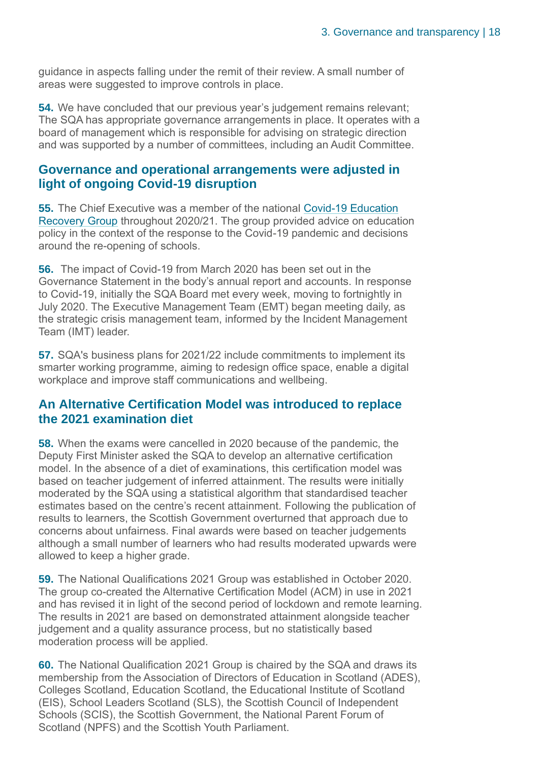guidance in aspects falling under the remit of their review. A small number of areas were suggested to improve controls in place.

**54.** We have concluded that our previous year's judgement remains relevant; The SQA has appropriate governance arrangements in place. It operates with a board of management which is responsible for advising on strategic direction and was supported by a number of committees, including an Audit Committee.

## Governance and operational arrangements were adjusted in light of ongoing Covid-19 disruption

**55.** The Chief Executive was a member of the national Covid-19 Education Recovery Group throughout 2020/21. The group provided advice on education policy in the context of the response to the Covid-19 pandemic and decisions around the re-opening of schools.

**56.** The impact of Covid-19 from March 2020 has been set out in the Governance Statement in the body's annual report and accounts. In response to Covid-19, initially the SQA Board met every week, moving to fortnightly in July 2020. The Executive Management Team (EMT) began meeting daily, as the strategic crisis management team, informed by the Incident Management Team (IMT) leader.

**57.** SQA's business plans for 2021/22 include commitments to implement its smarter working programme, aiming to redesign office space, enable a digital workplace and improve staff communications and wellbeing.

## An Alternative Certification Model was introduced to replace the 2021 examination diet

**58.** When the exams were cancelled in 2020 because of the pandemic, the Deputy First Minister asked the SQA to develop an alternative certification model. In the absence of a diet of examinations, this certification model was based on teacher judgement of inferred attainment. The results were initially moderated by the SQA using a statistical algorithm that standardised teacher estimates based on the centre's recent attainment. Following the publication of results to learners, the Scottish Government overturned that approach due to concerns about unfairness. Final awards were based on teacher judgements although a small number of learners who had results moderated upwards were allowed to keep a higher grade.

**59.** The National Qualifications 2021 Group was established in October 2020. The group co-created the Alternative Certification Model (ACM) in use in 2021 and has revised it in light of the second period of lockdown and remote learning. The results in 2021 are based on demonstrated attainment alongside teacher judgement and a quality assurance process, but no statistically based moderation process will be applied.

**60.** The National Qualification 2021 Group is chaired by the SQA and draws its membership from the Association of Directors of Education in Scotland (ADES), Colleges Scotland, Education Scotland, the Educational Institute of Scotland (EIS), School Leaders Scotland (SLS), the Scottish Council of Independent Schools (SCIS), the Scottish Government, the National Parent Forum of Scotland (NPFS) and the Scottish Youth Parliament.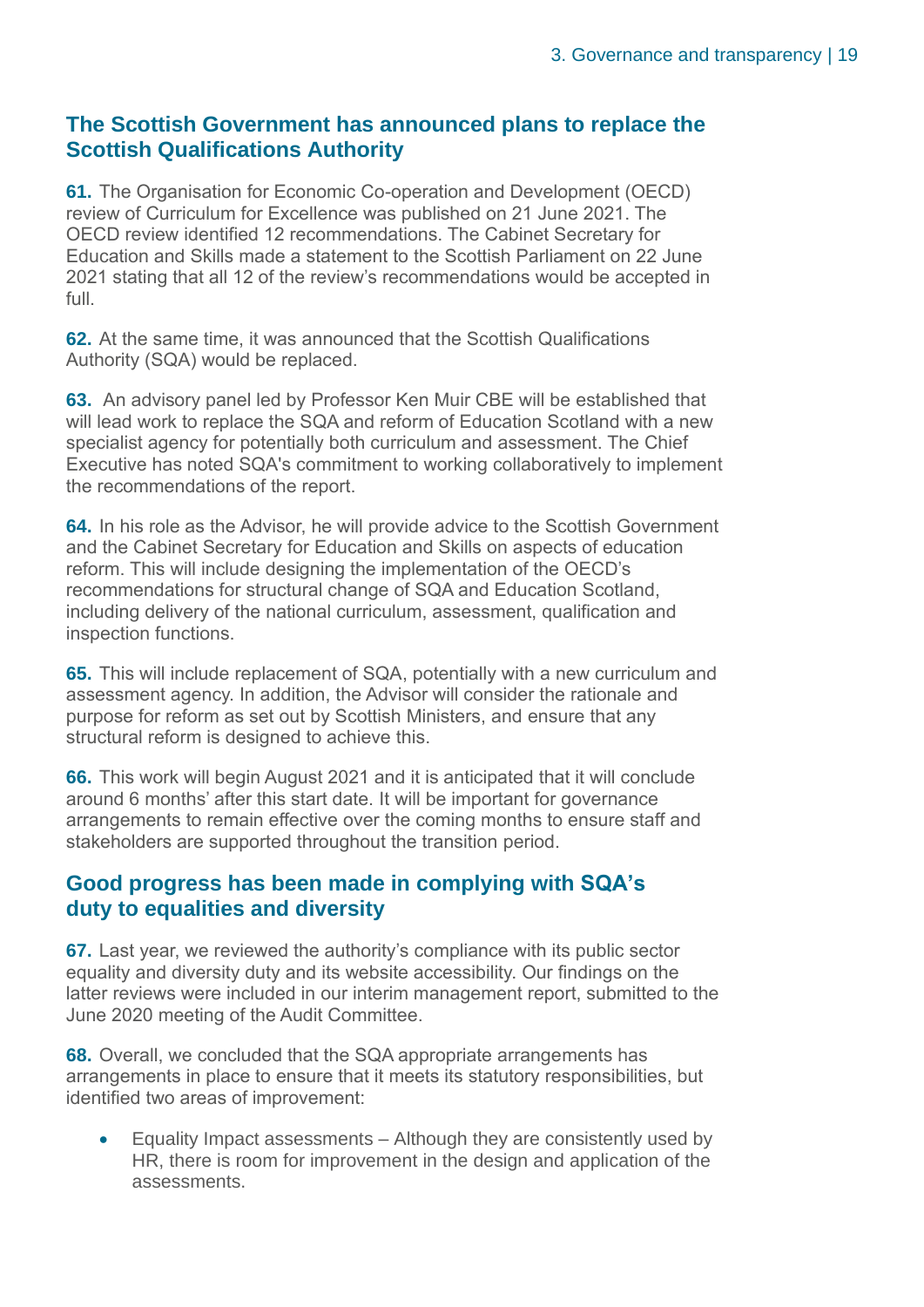## The Scottish Government has announced plans to replace the Scottish Qualifications Authority

**61.** The Organisation for Economic Co-operation and Development (OECD) review of Curriculum for Excellence was published on 21 June 2021. The OECD review identified 12 recommendations. The Cabinet Secretary for Education and Skills made a statement to the Scottish Parliament on 22 June 2021 stating that all 12 of the review's recommendations would be accepted in full.

**62.** At the same time, it was announced that the Scottish Qualifications Authority (SQA) would be replaced.

**63.** An advisory panel led by Professor Ken Muir CBE will be established that will lead work to replace the SQA and reform of Education Scotland with a new specialist agency for potentially both curriculum and assessment. The Chief Executive has noted SQA's commitment to working collaboratively to implement the recommendations of the report.

**64.** In his role as the Advisor, he will provide advice to the Scottish Government and the Cabinet Secretary for Education and Skills on aspects of education reform. This will include designing the implementation of the OECD's recommendations for structural change of SQA and Education Scotland, including delivery of the national curriculum, assessment, qualification and inspection functions.

**65.** This will include replacement of SQA, potentially with a new curriculum and assessment agency. In addition, the Advisor will consider the rationale and purpose for reform as set out by Scottish Ministers, and ensure that any structural reform is designed to achieve this.

**66.** This work will begin August 2021 and it is anticipated that it will conclude around 6 months' after this start date. It will be important for governance arrangements to remain effective over the coming months to ensure staff and stakeholders are supported throughout the transition period.

## Good progress has been made in complying with SQA's duty to equalities and diversity

**67.** Last year, we reviewed the authority's compliance with its public sector equality and diversity duty and its website accessibility. Our findings on the latter reviews were included in our interim management report, submitted to the June 2020 meeting of the Audit Committee.

**68.** Overall, we concluded that the SQA appropriate arrangements has arrangements in place to ensure that it meets its statutory responsibilities, but identified two areas of improvement:

- Equality Impact assessments – Although they are consistently used by HR, there is room for improvement in the design and application of the assessments.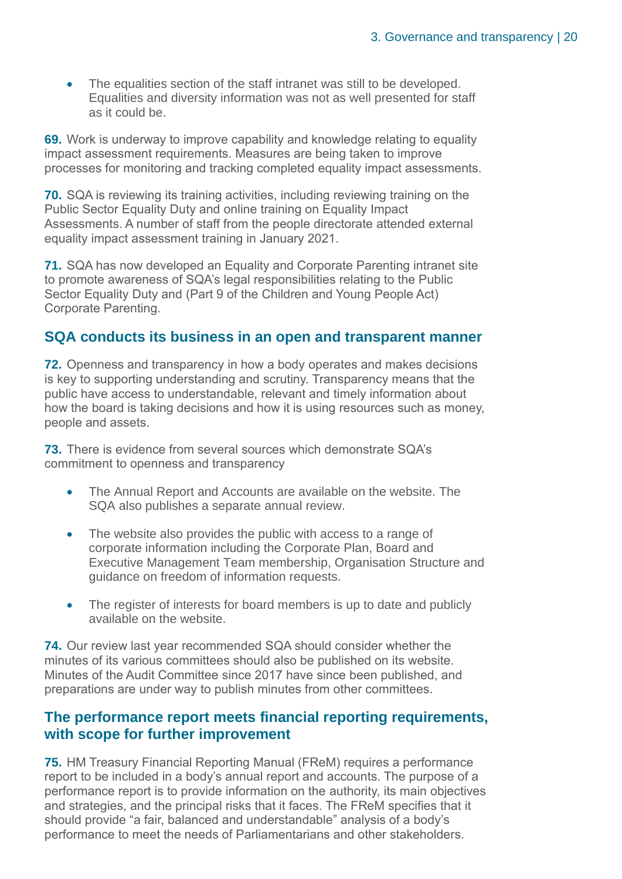- The equalities section of the staff intranet was still to be developed. Equalities and diversity information was not as well presented for staff as it could be.

**69.** Work is underway to improve capability and knowledge relating to equality impact assessment requirements. Measures are being taken to improve processes for monitoring and tracking completed equality impact assessments.

**70.** SQA is reviewing its training activities, including reviewing training on the Public Sector Equality Duty and online training on Equality Impact Assessments. A number of staff from the people directorate attended external equality impact assessment training in January 2021.

**71.** SQA has now developed an Equality and Corporate Parenting intranet site to promote awareness of SQA's legal responsibilities relating to the Public Sector Equality Duty and (Part 9 of the Children and Young People Act) Corporate Parenting.

## SQA conducts its business in an open and transparent manner

**72.** Openness and transparency in how a body operates and makes decisions is key to supporting understanding and scrutiny. Transparency means that the public have access to understandable, relevant and timely information about how the board is taking decisions and how it is using resources such as money, people and assets.

**73.** There is evidence from several sources which demonstrate SQA's commitment to openness and transparency

- The Annual Report and Accounts are available on the website. The SQA also publishes a separate annual review.
- The website also provides the public with access to a range of corporate information including the Corporate Plan, Board and Executive Management Team membership, Organisation Structure and guidance on freedom of information requests.
- The register of interests for board members is up to date and publicly available on the website.

**74.** Our review last year recommended SQA should consider whether the minutes of its various committees should also be published on its website. Minutes of the Audit Committee since 2017 have since been published, and preparations are under way to publish minutes from other committees.

## The performance report meets financial reporting requirements, with scope for further improvement

**75.** HM Treasury Financial Reporting Manual (FReM) requires a performance report to be included in a body's annual report and accounts. The purpose of a performance report is to provide information on the authority, its main objectives and strategies, and the principal risks that it faces. The FReM specifies that it should provide "a fair, balanced and understandable" analysis of a body's performance to meet the needs of Parliamentarians and other stakeholders.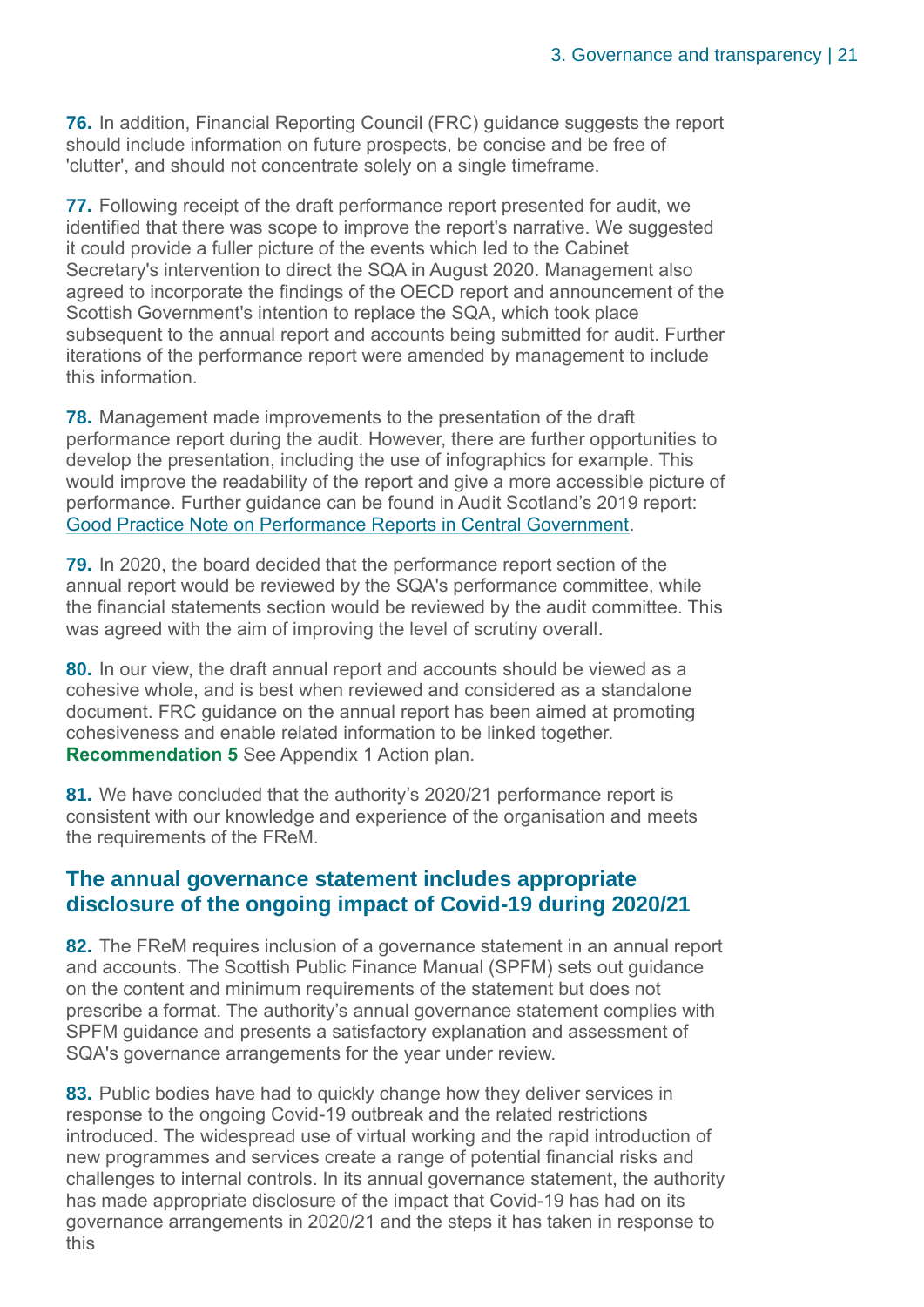**76.** In addition, Financial Reporting Council (FRC) guidance suggests the report should include information on future prospects, be concise and be free of 'clutter', and should not concentrate solely on a single timeframe.

**77.** Following receipt of the draft performance report presented for audit, we identified that there was scope to improve the report's narrative. We suggested it could provide a fuller picture of the events which led to the Cabinet Secretary's intervention to direct the SQA in August 2020. Management also agreed to incorporate the findings of the OECD report and announcement of the Scottish Government's intention to replace the SQA, which took place subsequent to the annual report and accounts being submitted for audit. Further iterations of the performance report were amended by management to include this information.

**78.** Management made improvements to the presentation of the draft performance report during the audit. However, there are further opportunities to develop the presentation, including the use of infographics for example. This would improve the readability of the report and give a more accessible picture of performance. Further guidance can be found in Audit Scotland's 2019 report: Good Practice Note on Performance Reports in Central Government.

**79.** In 2020, the board decided that the performance report section of the annual report would be reviewed by the SQA's performance committee, while the financial statements section would be reviewed by the audit committee. This was agreed with the aim of improving the level of scrutiny overall.

**80.** In our view, the draft annual report and accounts should be viewed as a cohesive whole, and is best when reviewed and considered as a standalone document. FRC guidance on the annual report has been aimed at promoting cohesiveness and enable related information to be linked together. **Recommendation 5** See Appendix 1 Action plan.

**81.** We have concluded that the authority's 2020/21 performance report is consistent with our knowledge and experience of the organisation and meets the requirements of the FReM.

## The annual governance statement includes appropriate disclosure of the ongoing impact of Covid-19 during 2020/21

**82.** The FReM requires inclusion of a governance statement in an annual report and accounts. The Scottish Public Finance Manual (SPFM) sets out guidance on the content and minimum requirements of the statement but does not prescribe a format. The authority's annual governance statement complies with SPFM guidance and presents a satisfactory explanation and assessment of SQA's governance arrangements for the year under review.

**83.** Public bodies have had to quickly change how they deliver services in response to the ongoing Covid-19 outbreak and the related restrictions introduced. The widespread use of virtual working and the rapid introduction of new programmes and services create a range of potential financial risks and challenges to internal controls. In its annual governance statement, the authority has made appropriate disclosure of the impact that Covid-19 has had on its governance arrangements in 2020/21 and the steps it has taken in response to this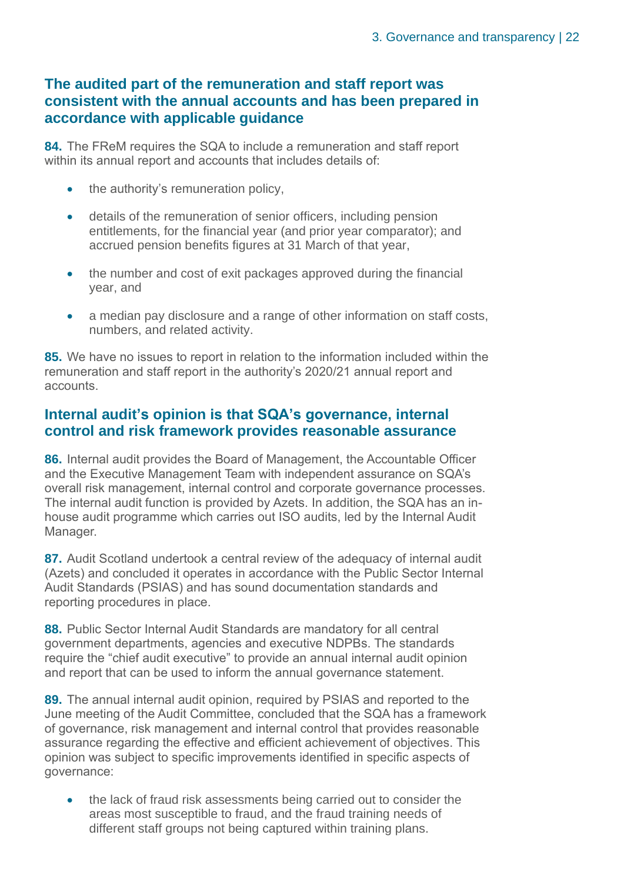## The audited part of the remuneration and staff report was consistent with the annual accounts and has been prepared in accordance with applicable guidance

**84.** The FReM requires the SQA to include a remuneration and staff report within its annual report and accounts that includes details of:

- the authority's remuneration policy,
- details of the remuneration of senior officers, including pension entitlements, for the financial year (and prior year comparator); and accrued pension benefits figures at 31 March of that year,
- the number and cost of exit packages approved during the financial year, and
- a median pay disclosure and a range of other information on staff costs, numbers, and related activity.

**85.** We have no issues to report in relation to the information included within the remuneration and staff report in the authority's 2020/21 annual report and accounts.

## Internal audit's opinion is that SQA's governance, internal control and risk framework provides reasonable assurance

**86.** Internal audit provides the Board of Management, the Accountable Officer and the Executive Management Team with independent assurance on SQA's overall risk management, internal control and corporate governance processes. The internal audit function is provided by Azets. In addition, the SQA has an in-house audit programme which carries out ISO audits, led by the Internal Audit Manager.

**87.** Audit Scotland undertook a central review of the adequacy of internal audit (Azets) and concluded it operates in accordance with the Public Sector Internal Audit Standards (PSIAS) and has sound documentation standards and reporting procedures in place.

**88.** Public Sector Internal Audit Standards are mandatory for all central government departments, agencies and executive NDPBs. The standards require the "chief audit executive" to provide an annual internal audit opinion and report that can be used to inform the annual governance statement.

**89.** The annual internal audit opinion, required by PSIAS and reported to the June meeting of the Audit Committee, concluded that the SQA has a framework of governance, risk management and internal control that provides reasonable assurance regarding the effective and efficient achievement of objectives. This opinion was subject to specific improvements identified in specific aspects of governance:

- the lack of fraud risk assessments being carried out to consider the areas most susceptible to fraud, and the fraud training needs of different staff groups not being captured within training plans.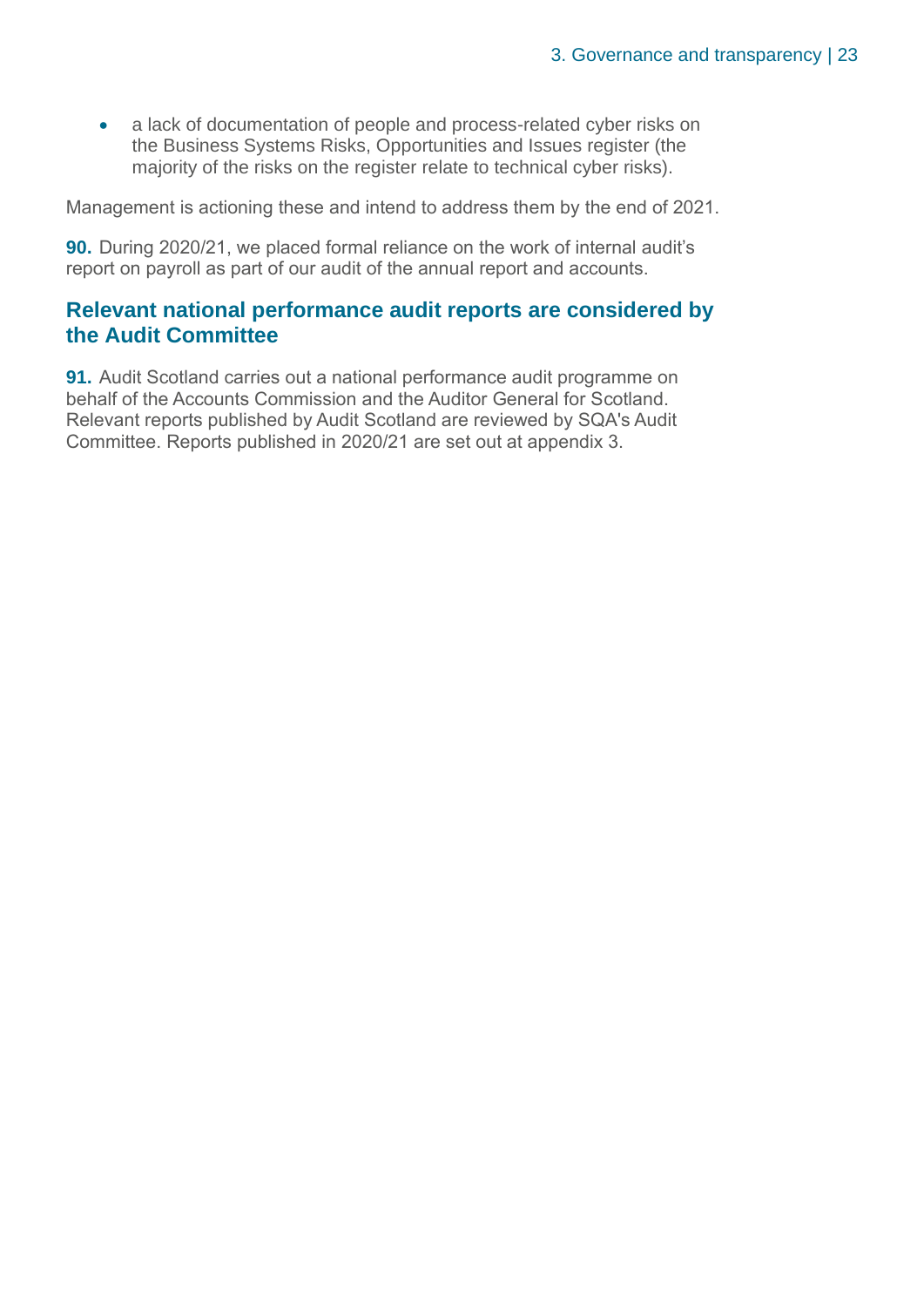- a lack of documentation of people and process-related cyber risks on the Business Systems Risks, Opportunities and Issues register (the majority of the risks on the register relate to technical cyber risks).

Management is actioning these and intend to address them by the end of 2021.

**90.** During 2020/21, we placed formal reliance on the work of internal audit's report on payroll as part of our audit of the annual report and accounts.

## Relevant national performance audit reports are considered by the Audit Committee

**91.** Audit Scotland carries out a national performance audit programme on behalf of the Accounts Commission and the Auditor General for Scotland. Relevant reports published by Audit Scotland are reviewed by SQA's Audit Committee. Reports published in 2020/21 are set out at appendix 3.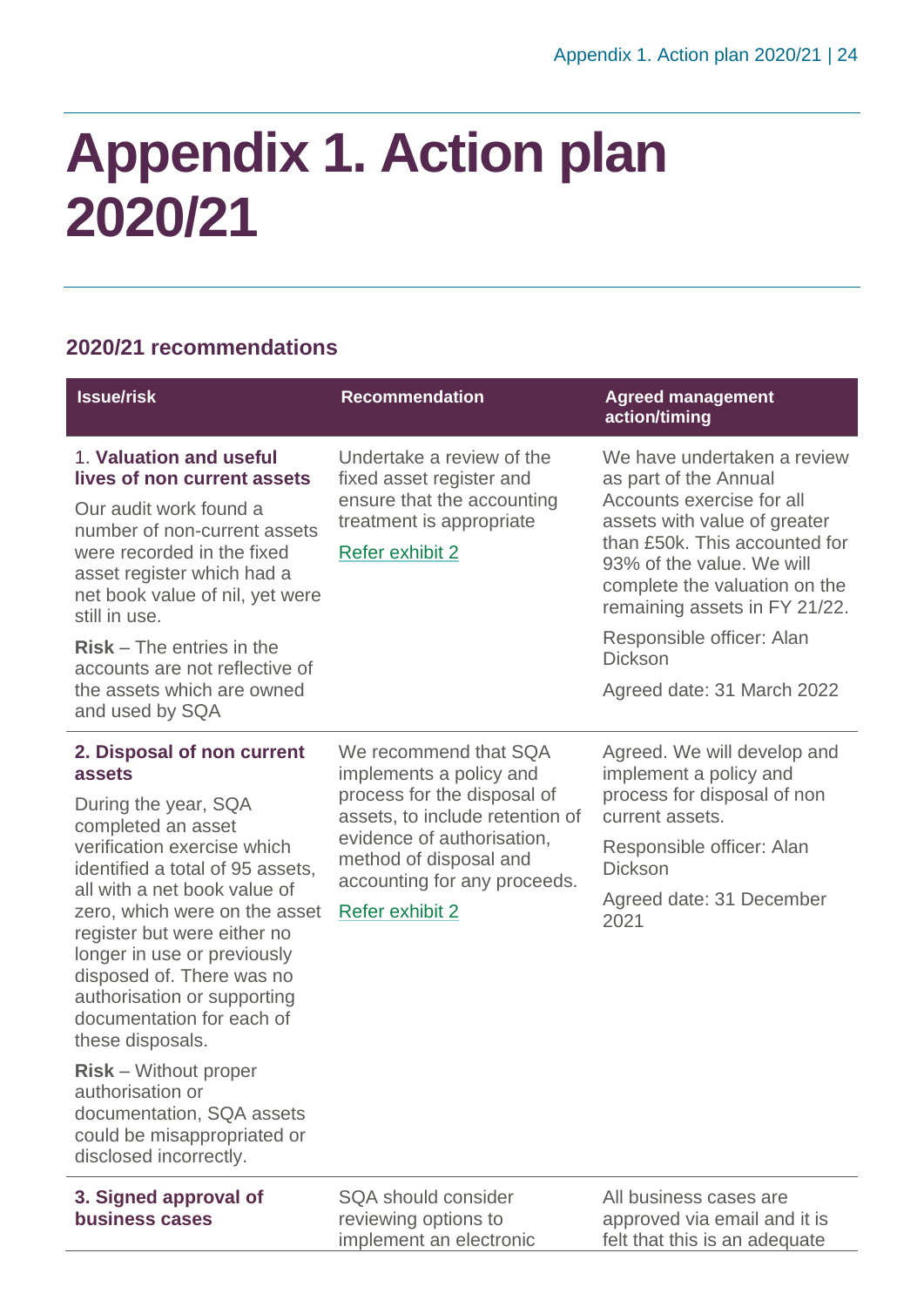# Appendix 1. Action plan 2020/21

## 2020/21 recommendations

| Issue/risk | Recommendation | Agreed management action/timing |
|---|---|---|
| 1. **Valuation and useful lives of non current assets**<br><br>Our audit work found a number of non-current assets were recorded in the fixed asset register which had a net book value of nil, yet were still in use.<br><br>**Risk** – The entries in the accounts are not reflective of the assets which are owned and used by SQA | Undertake a review of the fixed asset register and ensure that the accounting treatment is appropriate<br><br>Refer exhibit 2 | We have undertaken a review as part of the Annual Accounts exercise for all assets with value of greater than £50k. This accounted for 93% of the value. We will complete the valuation on the remaining assets in FY 21/22.<br><br>Responsible officer: Alan Dickson<br><br>Agreed date: 31 March 2022 |
| **2. Disposal of non current assets**<br><br>During the year, SQA completed an asset verification exercise which identified a total of 95 assets, all with a net book value of zero, which were on the asset register but were either no longer in use or previously disposed of. There was no authorisation or supporting documentation for each of these disposals.<br><br>**Risk** – Without proper authorisation or documentation, SQA assets could be misappropriated or disclosed incorrectly. | We recommend that SQA implements a policy and process for the disposal of assets, to include retention of evidence of authorisation, method of disposal and accounting for any proceeds.<br><br>Refer exhibit 2 | Agreed. We will develop and implement a policy and process for disposal of non current assets.<br><br>Responsible officer: Alan Dickson<br><br>Agreed date: 31 December 2021 |
| **3. Signed approval of business cases** | SQA should consider reviewing options to implement an electronic | All business cases are approved via email and it is felt that this is an adequate |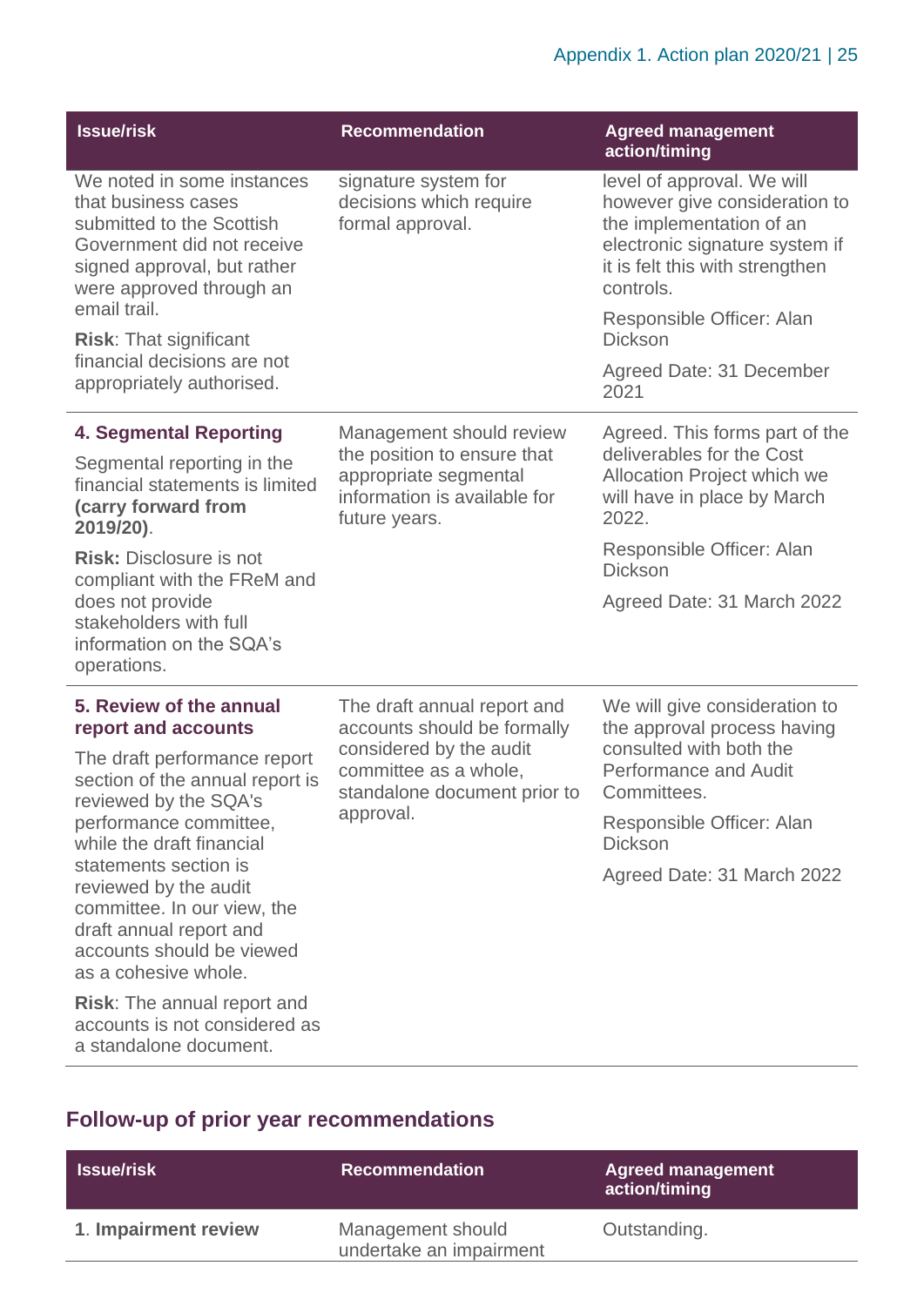| Issue/risk | Recommendation | Agreed management action/timing |
|---|---|---|
| We noted in some instances that business cases submitted to the Scottish Government did not receive signed approval, but rather were approved through an email trail.<br><br>**Risk**: That significant financial decisions are not appropriately authorised. | signature system for decisions which require formal approval. | level of approval. We will however give consideration to the implementation of an electronic signature system if it is felt this with strengthen controls.<br><br>Responsible Officer: Alan Dickson<br><br>Agreed Date: 31 December 2021 |
| **4. Segmental Reporting**<br><br>Segmental reporting in the financial statements is limited **(carry forward from 2019/20)**.<br><br>**Risk:** Disclosure is not compliant with the FReM and does not provide stakeholders with full information on the SQA's operations. | Management should review the position to ensure that appropriate segmental information is available for future years. | Agreed. This forms part of the deliverables for the Cost Allocation Project which we will have in place by March 2022.<br><br>Responsible Officer: Alan Dickson<br><br>Agreed Date: 31 March 2022 |
| **5. Review of the annual report and accounts**<br><br>The draft performance report section of the annual report is reviewed by the SQA's performance committee, while the draft financial statements section is reviewed by the audit committee. In our view, the draft annual report and accounts should be viewed as a cohesive whole.<br><br>**Risk**: The annual report and accounts is not considered as a standalone document. | The draft annual report and accounts should be formally considered by the audit committee as a whole, standalone document prior to approval. | We will give consideration to the approval process having consulted with both the Performance and Audit Committees.<br><br>Responsible Officer: Alan Dickson<br><br>Agreed Date: 31 March 2022 |

## Follow-up of prior year recommendations

| Issue/risk | Recommendation | Agreed management action/timing |
|---|---|---|
| 1. **Impairment review** | Management should undertake an impairment | Outstanding. |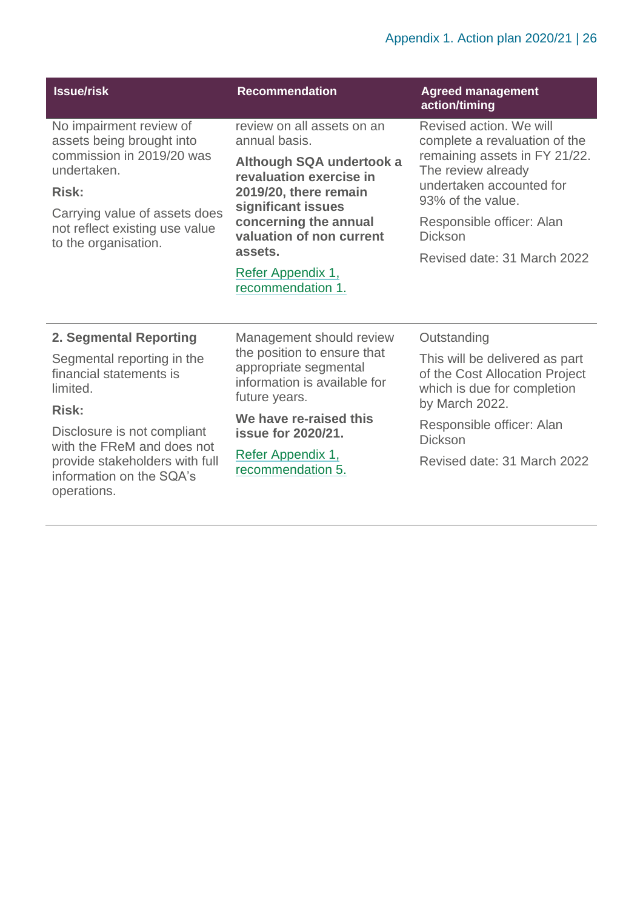| Issue/risk | Recommendation | Agreed management action/timing |
|---|---|---|
| No impairment review of assets being brought into commission in 2019/20 was undertaken.<br><br>**Risk:**<br><br>Carrying value of assets does not reflect existing use value to the organisation. | review on all assets on an annual basis.<br><br>**Although SQA undertook a revaluation exercise in 2019/20, there remain significant issues concerning the annual valuation of non current assets.**<br><br>Refer Appendix 1, recommendation 1. | Revised action. We will complete a revaluation of the remaining assets in FY 21/22. The review already undertaken accounted for 93% of the value.<br><br>Responsible officer: Alan Dickson<br><br>Revised date: 31 March 2022 |
| **2. Segmental Reporting**<br><br>Segmental reporting in the financial statements is limited.<br><br>**Risk:**<br><br>Disclosure is not compliant with the FReM and does not provide stakeholders with full information on the SQA's operations. | Management should review the position to ensure that appropriate segmental information is available for future years.<br><br>**We have re-raised this issue for 2020/21.**<br><br>Refer Appendix 1, recommendation 5. | Outstanding<br><br>This will be delivered as part of the Cost Allocation Project which is due for completion by March 2022.<br><br>Responsible officer: Alan Dickson<br><br>Revised date: 31 March 2022 |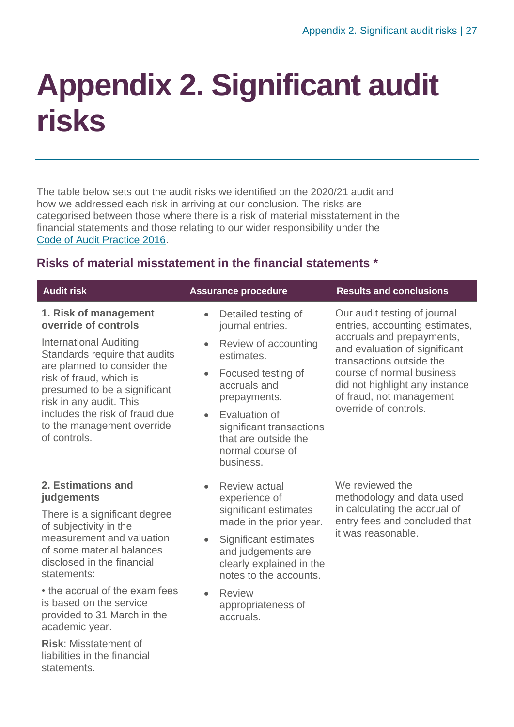# Appendix 2. Significant audit risks

The table below sets out the audit risks we identified on the 2020/21 audit and how we addressed each risk in arriving at our conclusion. The risks are categorised between those where there is a risk of material misstatement in the financial statements and those relating to our wider responsibility under the Code of Audit Practice 2016.

## Risks of material misstatement in the financial statements *

| Audit risk | Assurance procedure | Results and conclusions |
|---|---|---|
| **1. Risk of management override of controls**<br><br>International Auditing Standards require that audits are planned to consider the risk of fraud, which is presumed to be a significant risk in any audit. This includes the risk of fraud due to the management override of controls. | • Detailed testing of journal entries.<br>• Review of accounting estimates.<br>• Focused testing of accruals and prepayments.<br>• Evaluation of significant transactions that are outside the normal course of business. | Our audit testing of journal entries, accounting estimates, accruals and prepayments, and evaluation of significant transactions outside the course of normal business did not highlight any instance of fraud, not management override of controls. |
| **2. Estimations and judgements**<br><br>There is a significant degree of subjectivity in the measurement and valuation of some material balances disclosed in the financial statements:<br><br>• the accrual of the exam fees is based on the service provided to 31 March in the academic year.<br><br>**Risk**: Misstatement of liabilities in the financial statements. | • Review actual experience of significant estimates made in the prior year.<br>• Significant estimates and judgements are clearly explained in the notes to the accounts.<br>• Review appropriateness of accruals. | We reviewed the methodology and data used in calculating the accrual of entry fees and concluded that it was reasonable. |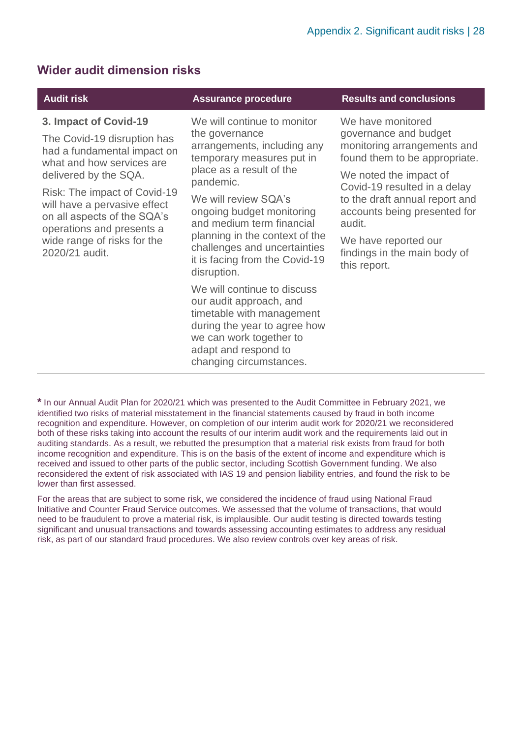## Wider audit dimension risks

| Audit risk | Assurance procedure | Results and conclusions |
|---|---|---|
| **3. Impact of Covid-19**<br><br>The Covid-19 disruption has had a fundamental impact on what and how services are delivered by the SQA.<br><br>Risk: The impact of Covid-19 will have a pervasive effect on all aspects of the SQA's operations and presents a wide range of risks for the 2020/21 audit. | We will continue to monitor the governance arrangements, including any temporary measures put in place as a result of the pandemic.<br><br>We will review SQA's ongoing budget monitoring and medium term financial planning in the context of the challenges and uncertainties it is facing from the Covid-19 disruption.<br><br>We will continue to discuss our audit approach, and timetable with management during the year to agree how we can work together to adapt and respond to changing circumstances. | We have monitored governance and budget monitoring arrangements and found them to be appropriate.<br><br>We noted the impact of Covid-19 resulted in a delay to the draft annual report and accounts being presented for audit.<br><br>We have reported our findings in the main body of this report. |

**\*** In our Annual Audit Plan for 2020/21 which was presented to the Audit Committee in February 2021, we identified two risks of material misstatement in the financial statements caused by fraud in both income recognition and expenditure. However, on completion of our interim audit work for 2020/21 we reconsidered both of these risks taking into account the results of our interim audit work and the requirements laid out in auditing standards. As a result, we rebutted the presumption that a material risk exists from fraud for both income recognition and expenditure. This is on the basis of the extent of income and expenditure which is received and issued to other parts of the public sector, including Scottish Government funding. We also reconsidered the extent of risk associated with IAS 19 and pension liability entries, and found the risk to be lower than first assessed.

For the areas that are subject to some risk, we considered the incidence of fraud using National Fraud Initiative and Counter Fraud Service outcomes. We assessed that the volume of transactions, that would need to be fraudulent to prove a material risk, is implausible. Our audit testing is directed towards testing significant and unusual transactions and towards assessing accounting estimates to address any residual risk, as part of our standard fraud procedures. We also review controls over key areas of risk.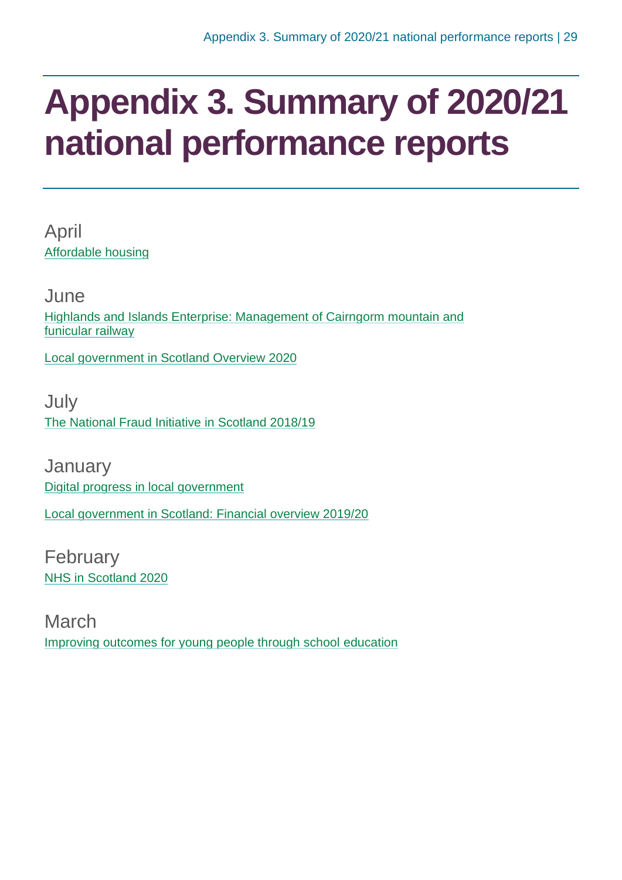# Appendix 3. Summary of 2020/21 national performance reports

April

Affordable housing

June

Highlands and Islands Enterprise: Management of Cairngorm mountain and funicular railway

Local government in Scotland Overview 2020

July

The National Fraud Initiative in Scotland 2018/19

January

Digital progress in local government

Local government in Scotland: Financial overview 2019/20

February

NHS in Scotland 2020

March

Improving outcomes for young people through school education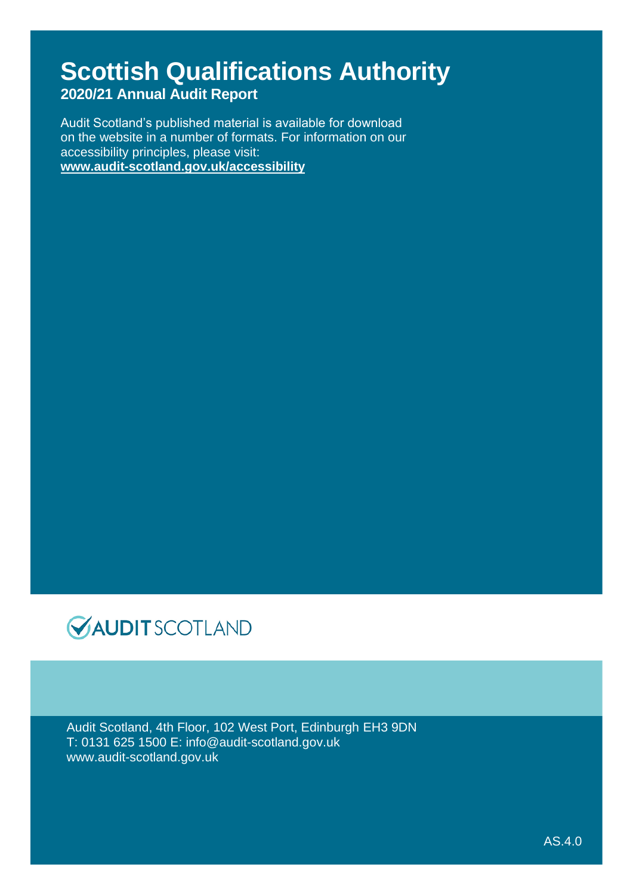# Scottish Qualifications Authority

**2020/21 Annual Audit Report**

Audit Scotland's published material is available for download on the website in a number of formats. For information on our accessibility principles, please visit:
**www.audit-scotland.gov.uk/accessibility**

AUDIT SCOTLAND

Audit Scotland, 4th Floor, 102 West Port, Edinburgh EH3 9DN
T: 0131 625 1500 E: info@audit-scotland.gov.uk
www.audit-scotland.gov.uk

AS.4.0